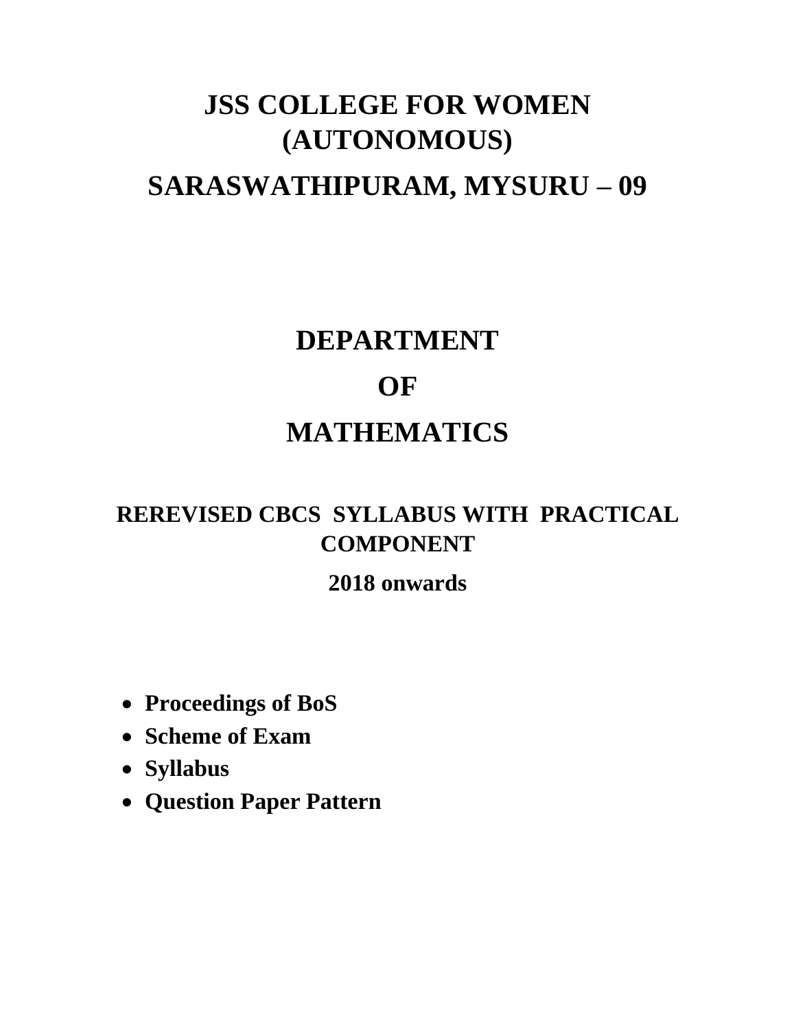# JSS COLLEGE FOR WOMEN (AUTONOMOUS)

# SARASWATHIPURAM, MYSURU – 09

# DEPARTMENT

# OF

# MATHEMATICS

## REREVISED CBCS SYLLABUS WITH PRACTICAL COMPONENT

## 2018 onwards

- **Proceedings of BoS**
- **Scheme of Exam**
- **Syllabus**
- **Question Paper Pattern**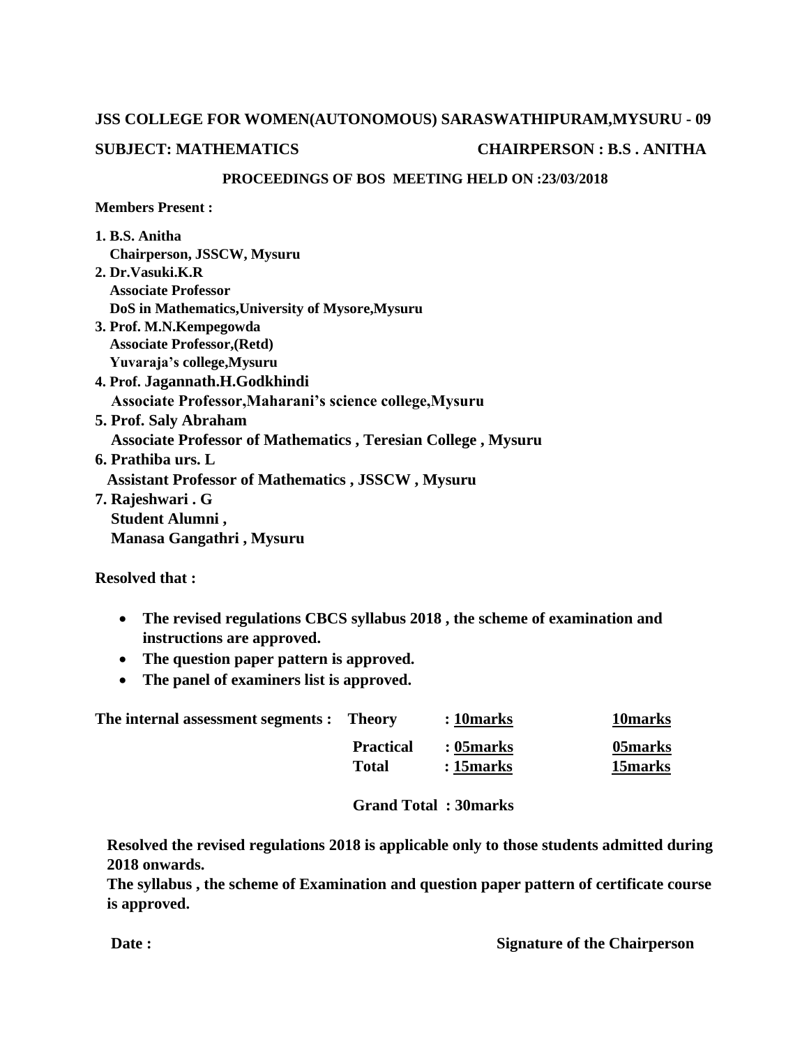**JSS COLLEGE FOR WOMEN(AUTONOMOUS) SARASWATHIPURAM,MYSURU - 09**

**SUBJECT: MATHEMATICS** **CHAIRPERSON : B.S . ANITHA**

**PROCEEDINGS OF BOS MEETING HELD ON :23/03/2018**

**Members Present :**

1. **B.S. Anitha**
   **Chairperson, JSSCW, Mysuru**
2. **Dr.Vasuki.K.R**
   **Associate Professor**
   **DoS in Mathematics,University of Mysore,Mysuru**
3. **Prof. M.N.Kempegowda**
   **Associate Professor,(Retd)**
   **Yuvaraja's college,Mysuru**
4. **Prof. Jagannath.H.Godkhindi**
   **Associate Professor,Maharani's science college,Mysuru**
5. **Prof. Saly Abraham**
   **Associate Professor of Mathematics , Teresian College , Mysuru**
6. **Prathiba urs. L**
   **Assistant Professor of Mathematics , JSSCW , Mysuru**
7. **Rajeshwari . G**
   **Student Alumni ,**
   **Manasa Gangathri , Mysuru**

**Resolved that :**

- **The revised regulations CBCS syllabus 2018 , the scheme of examination and instructions are approved.**
- **The question paper pattern is approved.**
- **The panel of examiners list is approved.**

| **The internal assessment segments :** | **Theory** | **: 10marks** | **10marks** |
|---|---|---|---|
| | **Practical** | **: 05marks** | **05marks** |
| | **Total** | **: 15marks** | **15marks** |

**Grand Total : 30marks**

**Resolved the revised regulations 2018 is applicable only to those students admitted during 2018 onwards.**

**The syllabus , the scheme of Examination and question paper pattern of certificate course is approved.**

**Date :** **Signature of the Chairperson**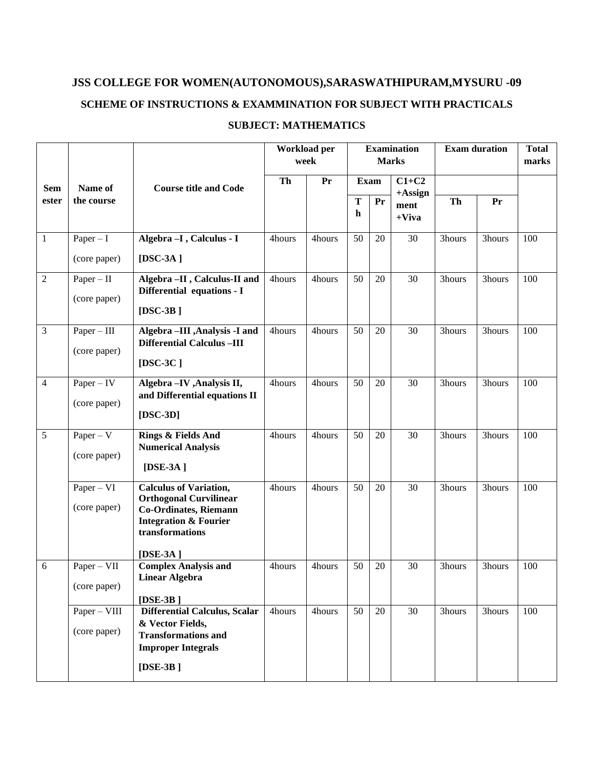# JSS COLLEGE FOR WOMEN(AUTONOMOUS),SARASWATHIPURAM,MYSURU -09

## SCHEME OF INSTRUCTIONS & EXAMMINATION FOR SUBJECT WITH PRACTICALS

## SUBJECT: MATHEMATICS

| Semester | Name of the course | Course title and Code | Workload per week | | Examination Marks | | | Exam duration | | Total marks |
|---|---|---|---|---|---|---|---|---|---|---|
| | | | Th | Pr | Exam | | C1+C2 +Assignment +Viva | | | |
| | | | | | Th | Pr | | Th | Pr | |
| 1 | Paper – I (core paper) | **Algebra –I , Calculus - I [DSC-3A ]** | 4hours | 4hours | 50 | 20 | 30 | 3hours | 3hours | 100 |
| 2 | Paper – II (core paper) | **Algebra –II , Calculus-II and Differential equations - I [DSC-3B ]** | 4hours | 4hours | 50 | 20 | 30 | 3hours | 3hours | 100 |
| 3 | Paper – III (core paper) | **Algebra –III ,Analysis -I and Differential Calculus –III [DSC-3C ]** | 4hours | 4hours | 50 | 20 | 30 | 3hours | 3hours | 100 |
| 4 | Paper – IV (core paper) | **Algebra –IV ,Analysis II, and Differential equations II [DSC-3D]** | 4hours | 4hours | 50 | 20 | 30 | 3hours | 3hours | 100 |
| 5 | Paper – V (core paper) | **Rings & Fields And Numerical Analysis [DSE-3A ]** | 4hours | 4hours | 50 | 20 | 30 | 3hours | 3hours | 100 |
| | Paper – VI (core paper) | **Calculus of Variation, Orthogonal Curvilinear Co-Ordinates, Riemann Integration & Fourier transformations [DSE-3A ]** | 4hours | 4hours | 50 | 20 | 30 | 3hours | 3hours | 100 |
| 6 | Paper – VII (core paper) | **Complex Analysis and Linear Algebra [DSE-3B ]** | 4hours | 4hours | 50 | 20 | 30 | 3hours | 3hours | 100 |
| | Paper – VIII (core paper) | **Differential Calculus, Scalar & Vector Fields, Transformations and Improper Integrals [DSE-3B ]** | 4hours | 4hours | 50 | 20 | 30 | 3hours | 3hours | 100 |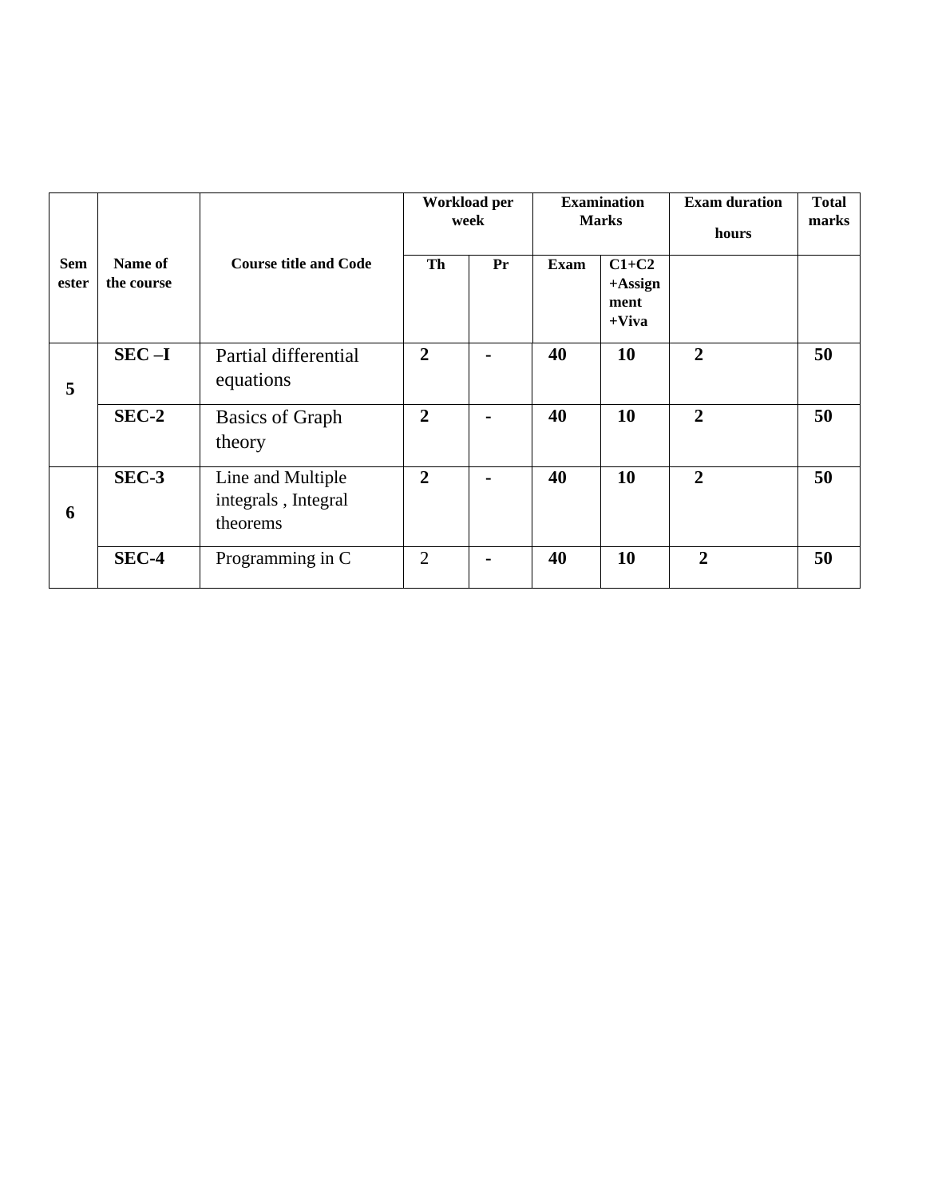| Semester | Name of the course | Course title and Code | Workload per week | | Examination Marks | | Exam duration hours | Total marks |
|---|---|---|---|---|---|---|---|---|
| | | | Th | Pr | Exam | C1+C2 +Assignment +Viva | | |
| 5 | SEC –I | Partial differential equations | 2 | - | 40 | 10 | 2 | 50 |
| | SEC-2 | Basics of Graph theory | 2 | - | 40 | 10 | 2 | 50 |
| 6 | SEC-3 | Line and Multiple integrals , Integral theorems | 2 | - | 40 | 10 | 2 | 50 |
| | SEC-4 | Programming in C | 2 | - | 40 | 10 | 2 | 50 |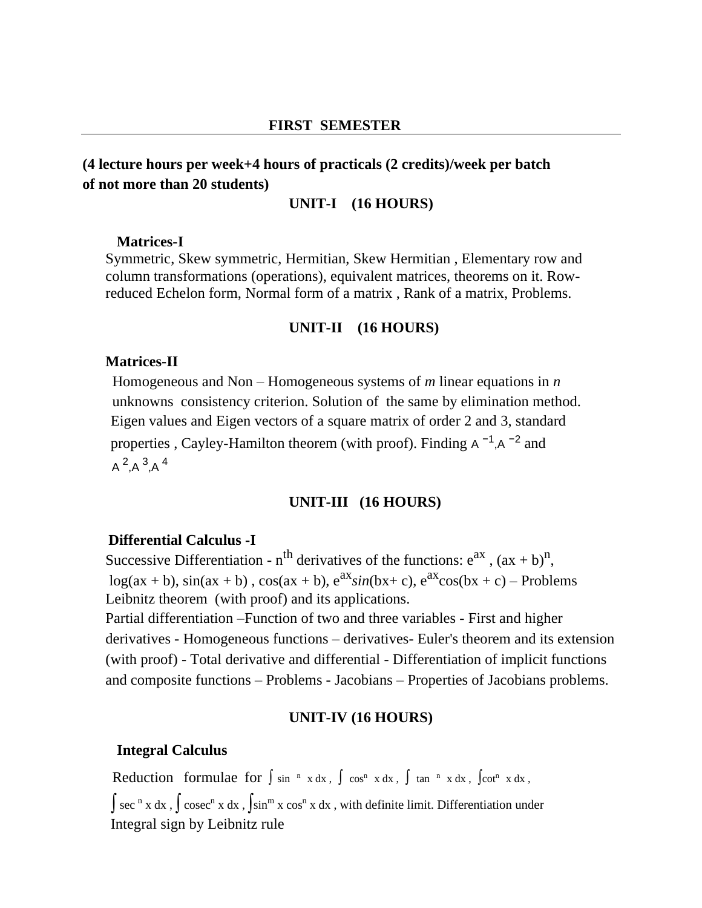## FIRST SEMESTER

**(4 lecture hours per week+4 hours of practicals (2 credits)/week per batch of not more than 20 students)**

### UNIT-I (16 HOURS)

**Matrices-I**

Symmetric, Skew symmetric, Hermitian, Skew Hermitian , Elementary row and column transformations (operations), equivalent matrices, theorems on it. Row-reduced Echelon form, Normal form of a matrix , Rank of a matrix, Problems.

### UNIT-II (16 HOURS)

**Matrices-II**

Homogeneous and Non – Homogeneous systems of *m* linear equations in *n* unknowns consistency criterion. Solution of the same by elimination method. Eigen values and Eigen vectors of a square matrix of order 2 and 3, standard properties , Cayley-Hamilton theorem (with proof). Finding $A^{-1}$,$A^{-2}$ and $A^2$,$A^3$,$A^4$

### UNIT-III (16 HOURS)

**Differential Calculus -I**

Successive Differentiation - $n^{th}$ derivatives of the functions: $e^{ax}$ , $(ax + b)^n$, $\log(ax + b)$, $\sin(ax + b)$ , $\cos(ax + b)$, $e^{ax}\sin(bx+ c)$, $e^{ax}\cos(bx + c)$ – Problems Leibnitz theorem (with proof) and its applications.

Partial differentiation –Function of two and three variables - First and higher derivatives - Homogeneous functions – derivatives- Euler's theorem and its extension (with proof) - Total derivative and differential - Differentiation of implicit functions and composite functions – Problems - Jacobians – Properties of Jacobians problems.

### UNIT-IV (16 HOURS)

**Integral Calculus**

Reduction formulae for $\int \sin^n x\,dx$ , $\int \cos^n x\,dx$ , $\int \tan^n x\,dx$ , $\int \cot^n x\,dx$ , $\int \sec^n x\,dx$ , $\int \mathrm{cosec}^n x\,dx$ , $\int \sin^m x \cos^n x\,dx$ , with definite limit. Differentiation under Integral sign by Leibnitz rule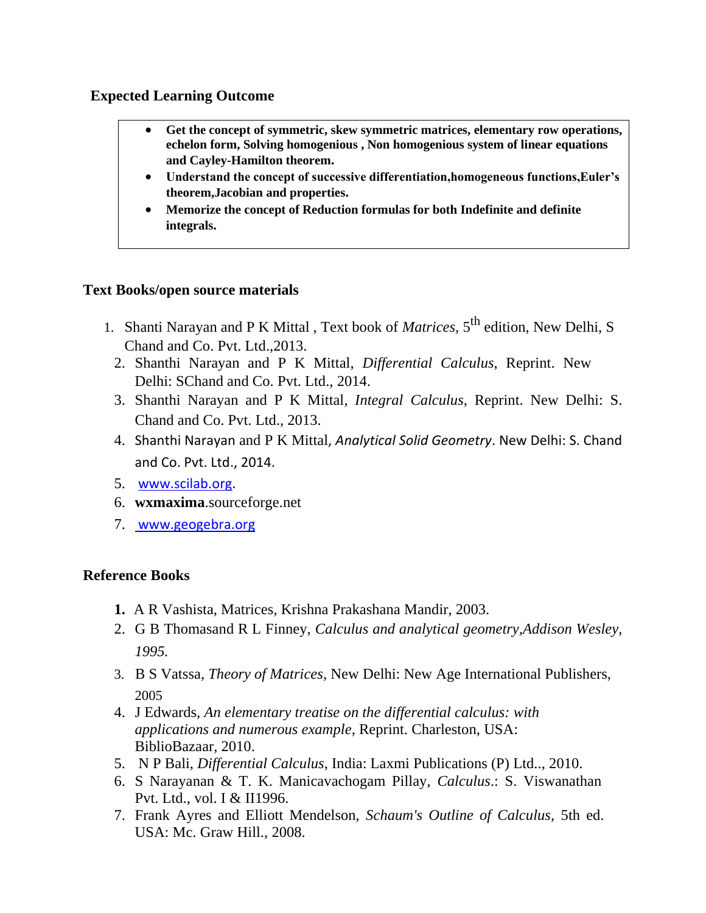## Expected Learning Outcome

- **Get the concept of symmetric, skew symmetric matrices, elementary row operations, echelon form, Solving homogenious , Non homogenious system of linear equations and Cayley-Hamilton theorem.**
- **Understand the concept of successive differentiation,homogeneous functions,Euler's theorem,Jacobian and properties.**
- **Memorize the concept of Reduction formulas for both Indefinite and definite integrals.**

## Text Books/open source materials

1. Shanti Narayan and P K Mittal , Text book of *Matrices*, 5th edition, New Delhi, S Chand and Co. Pvt. Ltd.,2013.
2. Shanthi Narayan and P K Mittal, *Differential Calculus*, Reprint. New Delhi: SChand and Co. Pvt. Ltd., 2014.
3. Shanthi Narayan and P K Mittal, *Integral Calculus*, Reprint. New Delhi: S. Chand and Co. Pvt. Ltd., 2013.
4. Shanthi Narayan and P K Mittal, *Analytical Solid Geometry*. New Delhi: S. Chand and Co. Pvt. Ltd., 2014.
5. www.scilab.org.
6. **wxmaxima**.sourceforge.net
7. www.geogebra.org

## Reference Books

1. A R Vashista, Matrices, Krishna Prakashana Mandir, 2003.
2. G B Thomasand R L Finney, *Calculus and analytical geometry,Addison Wesley, 1995.*
3. B S Vatssa, *Theory of Matrices*, New Delhi: New Age International Publishers, 2005
4. J Edwards, *An elementary treatise on the differential calculus: with applications and numerous example*, Reprint. Charleston, USA: BiblioBazaar, 2010.
5. N P Bali, *Differential Calculus*, India: Laxmi Publications (P) Ltd.., 2010.
6. S Narayanan & T. K. Manicavachogam Pillay, *Calculus*.: S. Viswanathan Pvt. Ltd., vol. I & II1996.
7. Frank Ayres and Elliott Mendelson, *Schaum's Outline of Calculus*, 5th ed. USA: Mc. Graw Hill., 2008.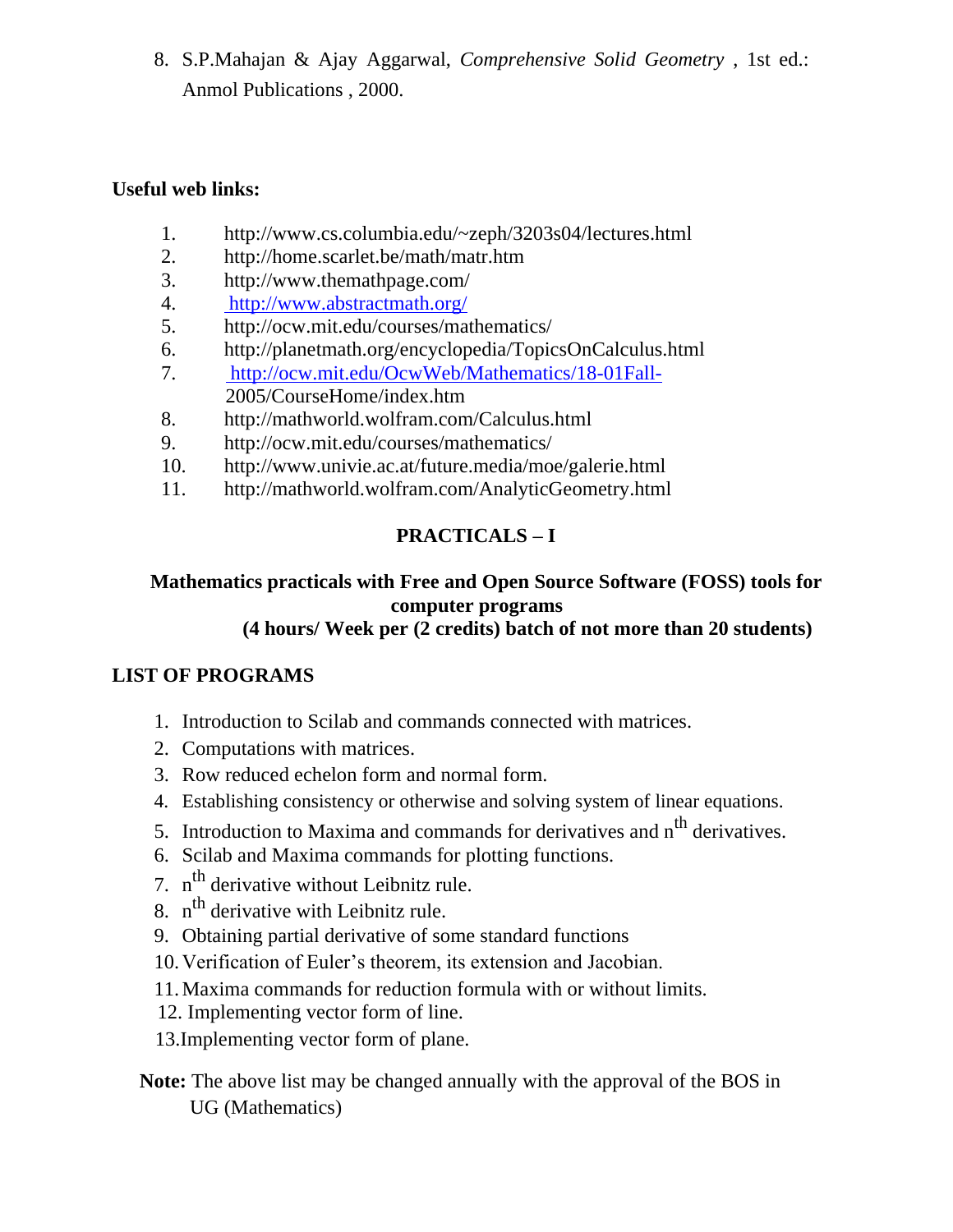8. S.P.Mahajan & Ajay Aggarwal, *Comprehensive Solid Geometry* , 1st ed.: Anmol Publications , 2000.

**Useful web links:**

1. http://www.cs.columbia.edu/~zeph/3203s04/lectures.html
2. http://home.scarlet.be/math/matr.htm
3. http://www.themathpage.com/
4. http://www.abstractmath.org/
5. http://ocw.mit.edu/courses/mathematics/
6. http://planetmath.org/encyclopedia/TopicsOnCalculus.html
7. http://ocw.mit.edu/OcwWeb/Mathematics/18-01Fall-2005/CourseHome/index.htm
8. http://mathworld.wolfram.com/Calculus.html
9. http://ocw.mit.edu/courses/mathematics/
10. http://www.univie.ac.at/future.media/moe/galerie.html
11. http://mathworld.wolfram.com/AnalyticGeometry.html

## PRACTICALS – I

**Mathematics practicals with Free and Open Source Software (FOSS) tools for computer programs**
**(4 hours/ Week per (2 credits) batch of not more than 20 students)**

### LIST OF PROGRAMS

1. Introduction to Scilab and commands connected with matrices.
2. Computations with matrices.
3. Row reduced echelon form and normal form.
4. Establishing consistency or otherwise and solving system of linear equations.
5. Introduction to Maxima and commands for derivatives and $n^{th}$ derivatives.
6. Scilab and Maxima commands for plotting functions.
7. $n^{th}$ derivative without Leibnitz rule.
8. $n^{th}$ derivative with Leibnitz rule.
9. Obtaining partial derivative of some standard functions
10. Verification of Euler's theorem, its extension and Jacobian.
11. Maxima commands for reduction formula with or without limits.
12. Implementing vector form of line.
13. Implementing vector form of plane.

**Note:** The above list may be changed annually with the approval of the BOS in UG (Mathematics)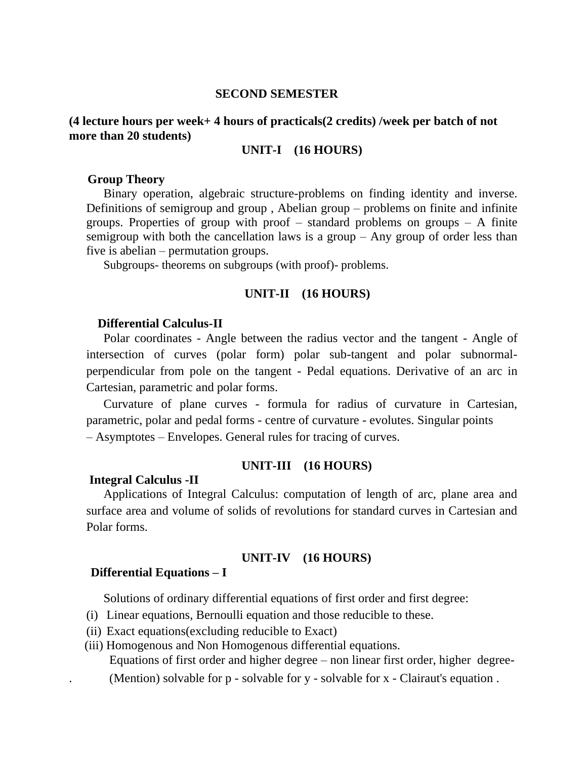## SECOND SEMESTER

**(4 lecture hours per week+ 4 hours of practicals(2 credits) /week per batch of not more than 20 students)**

### UNIT-I (16 HOURS)

**Group Theory**

Binary operation, algebraic structure-problems on finding identity and inverse. Definitions of semigroup and group , Abelian group – problems on finite and infinite groups. Properties of group with proof – standard problems on groups – A finite semigroup with both the cancellation laws is a group – Any group of order less than five is abelian – permutation groups.

Subgroups- theorems on subgroups (with proof)- problems.

### UNIT-II (16 HOURS)

**Differential Calculus-II**

Polar coordinates - Angle between the radius vector and the tangent - Angle of intersection of curves (polar form) polar sub-tangent and polar subnormal-perpendicular from pole on the tangent - Pedal equations. Derivative of an arc in Cartesian, parametric and polar forms.

Curvature of plane curves - formula for radius of curvature in Cartesian, parametric, polar and pedal forms - centre of curvature - evolutes. Singular points – Asymptotes – Envelopes. General rules for tracing of curves.

### UNIT-III (16 HOURS)

**Integral Calculus -II**

Applications of Integral Calculus: computation of length of arc, plane area and surface area and volume of solids of revolutions for standard curves in Cartesian and Polar forms.

### UNIT-IV (16 HOURS)

**Differential Equations – I**

Solutions of ordinary differential equations of first order and first degree:

(i) Linear equations, Bernoulli equation and those reducible to these.

(ii) Exact equations(excluding reducible to Exact)

(iii) Homogenous and Non Homogenous differential equations.

Equations of first order and higher degree – non linear first order, higher degree- (Mention) solvable for p - solvable for y - solvable for x - Clairaut's equation .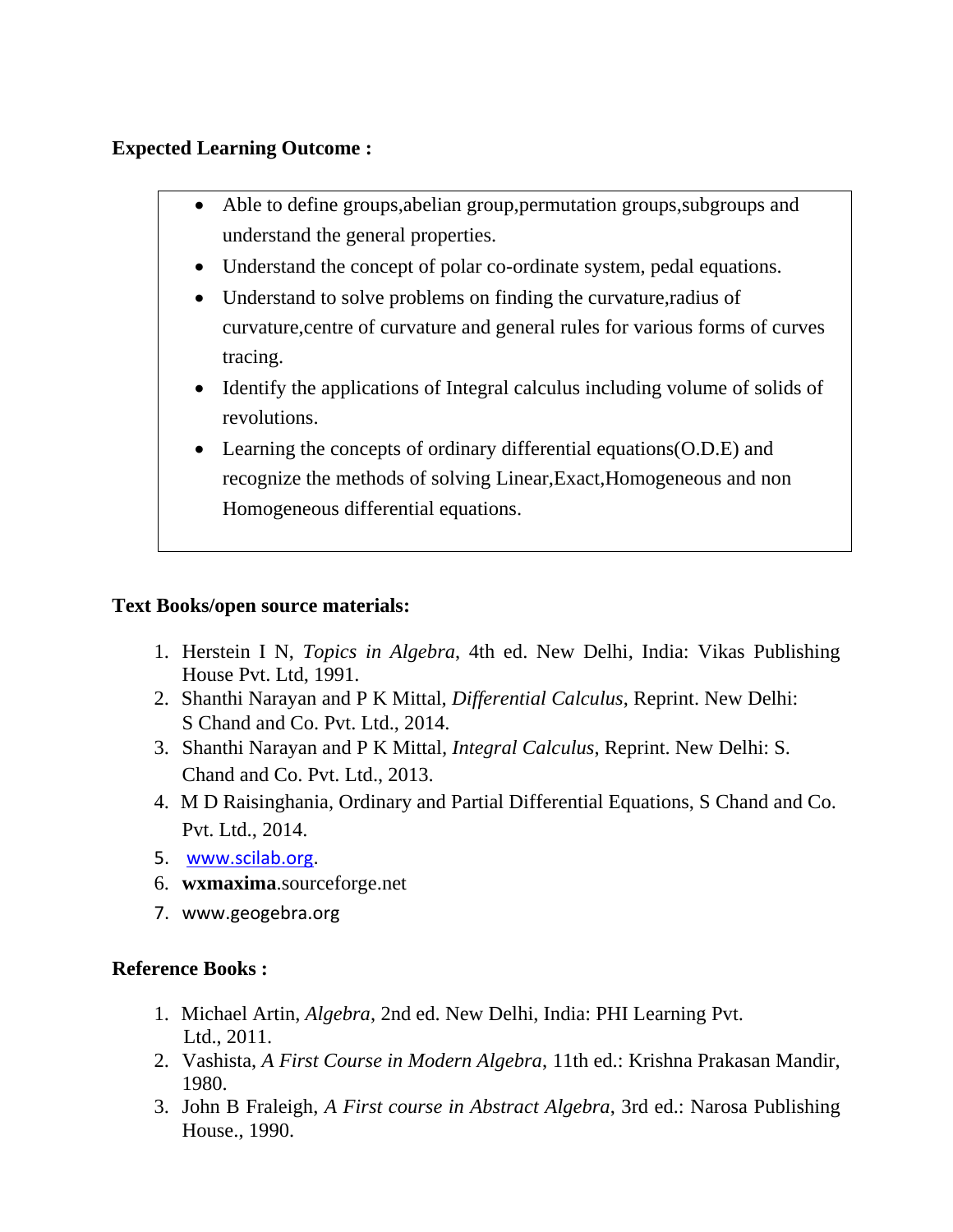**Expected Learning Outcome :**

- Able to define groups,abelian group,permutation groups,subgroups and understand the general properties.
- Understand the concept of polar co-ordinate system, pedal equations.
- Understand to solve problems on finding the curvature,radius of curvature,centre of curvature and general rules for various forms of curves tracing.
- Identify the applications of Integral calculus including volume of solids of revolutions.
- Learning the concepts of ordinary differential equations(O.D.E) and recognize the methods of solving Linear,Exact,Homogeneous and non Homogeneous differential equations.

**Text Books/open source materials:**

1. Herstein I N, *Topics in Algebra*, 4th ed. New Delhi, India: Vikas Publishing House Pvt. Ltd, 1991.
2. Shanthi Narayan and P K Mittal, *Differential Calculus*, Reprint. New Delhi: S Chand and Co. Pvt. Ltd., 2014.
3. Shanthi Narayan and P K Mittal, *Integral Calculus*, Reprint. New Delhi: S. Chand and Co. Pvt. Ltd., 2013.
4. M D Raisinghania, Ordinary and Partial Differential Equations, S Chand and Co. Pvt. Ltd., 2014.
5. www.scilab.org.
6. **wxmaxima**.sourceforge.net
7. www.geogebra.org

**Reference Books :**

1. Michael Artin, *Algebra*, 2nd ed. New Delhi, India: PHI Learning Pvt. Ltd., 2011.
2. Vashista, *A First Course in Modern Algebra*, 11th ed.: Krishna Prakasan Mandir, 1980.
3. John B Fraleigh, *A First course in Abstract Algebra*, 3rd ed.: Narosa Publishing House., 1990.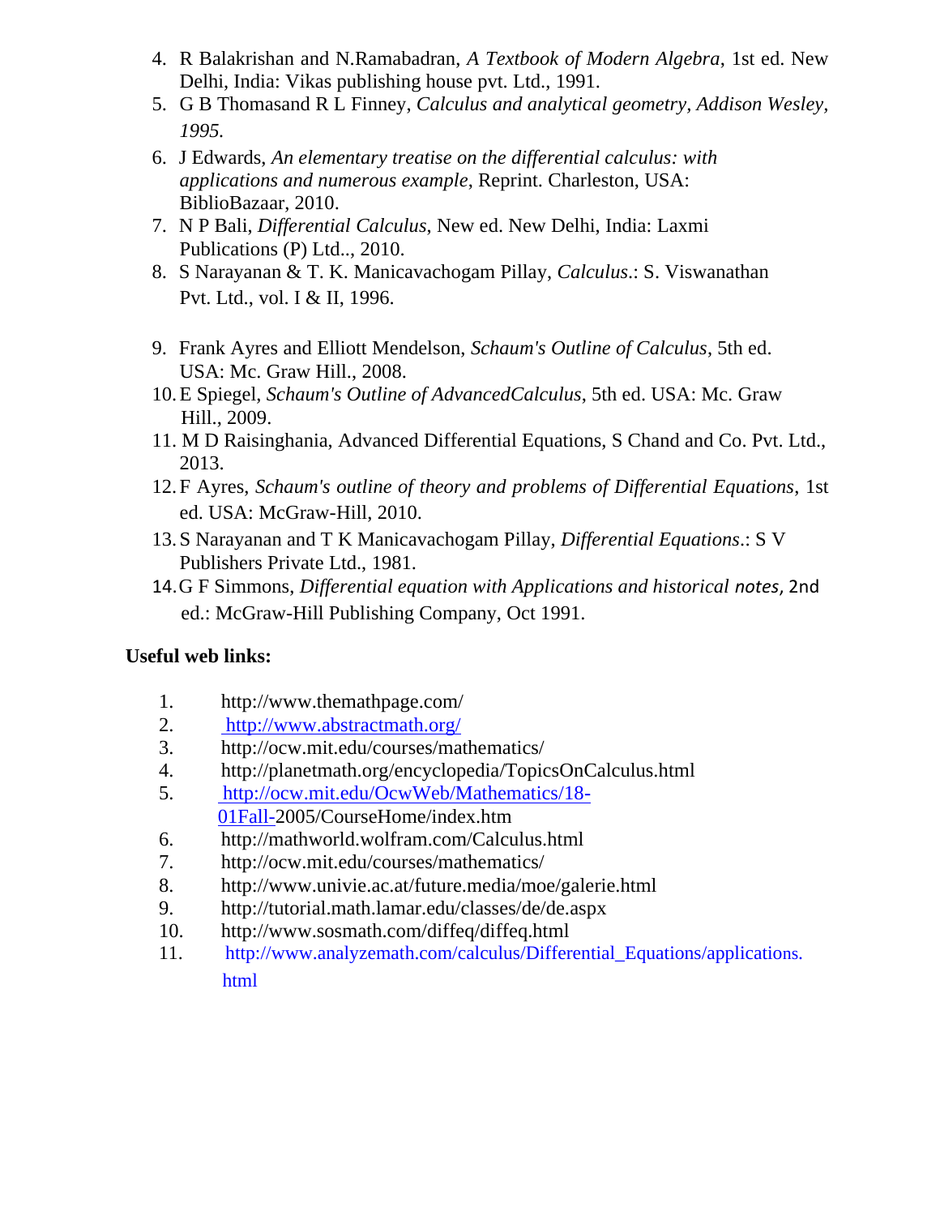4. R Balakrishan and N.Ramabadran, *A Textbook of Modern Algebra*, 1st ed. New Delhi, India: Vikas publishing house pvt. Ltd., 1991.
5. G B Thomasand R L Finney, *Calculus and analytical geometry, Addison Wesley, 1995.*
6. J Edwards, *An elementary treatise on the differential calculus: with applications and numerous example*, Reprint. Charleston, USA: BiblioBazaar, 2010.
7. N P Bali, *Differential Calculus*, New ed. New Delhi, India: Laxmi Publications (P) Ltd.., 2010.
8. S Narayanan & T. K. Manicavachogam Pillay, *Calculus*.: S. Viswanathan Pvt. Ltd., vol. I & II, 1996.
9. Frank Ayres and Elliott Mendelson, *Schaum's Outline of Calculus*, 5th ed. USA: Mc. Graw Hill., 2008.
10. E Spiegel, *Schaum's Outline of AdvancedCalculus*, 5th ed. USA: Mc. Graw Hill., 2009.
11. M D Raisinghania, Advanced Differential Equations, S Chand and Co. Pvt. Ltd., 2013.
12. F Ayres, *Schaum's outline of theory and problems of Differential Equations*, 1st ed. USA: McGraw-Hill, 2010.
13. S Narayanan and T K Manicavachogam Pillay, *Differential Equations*.: S V Publishers Private Ltd., 1981.
14. G F Simmons, *Differential equation with Applications and historical notes,* 2nd ed.: McGraw-Hill Publishing Company, Oct 1991.

**Useful web links:**

1. http://www.themathpage.com/
2. http://www.abstractmath.org/
3. http://ocw.mit.edu/courses/mathematics/
4. http://planetmath.org/encyclopedia/TopicsOnCalculus.html
5. http://ocw.mit.edu/OcwWeb/Mathematics/18-01Fall-2005/CourseHome/index.htm
6. http://mathworld.wolfram.com/Calculus.html
7. http://ocw.mit.edu/courses/mathematics/
8. http://www.univie.ac.at/future.media/moe/galerie.html
9. http://tutorial.math.lamar.edu/classes/de/de.aspx
10. http://www.sosmath.com/diffeq/diffeq.html
11. http://www.analyzemath.com/calculus/Differential_Equations/applications.html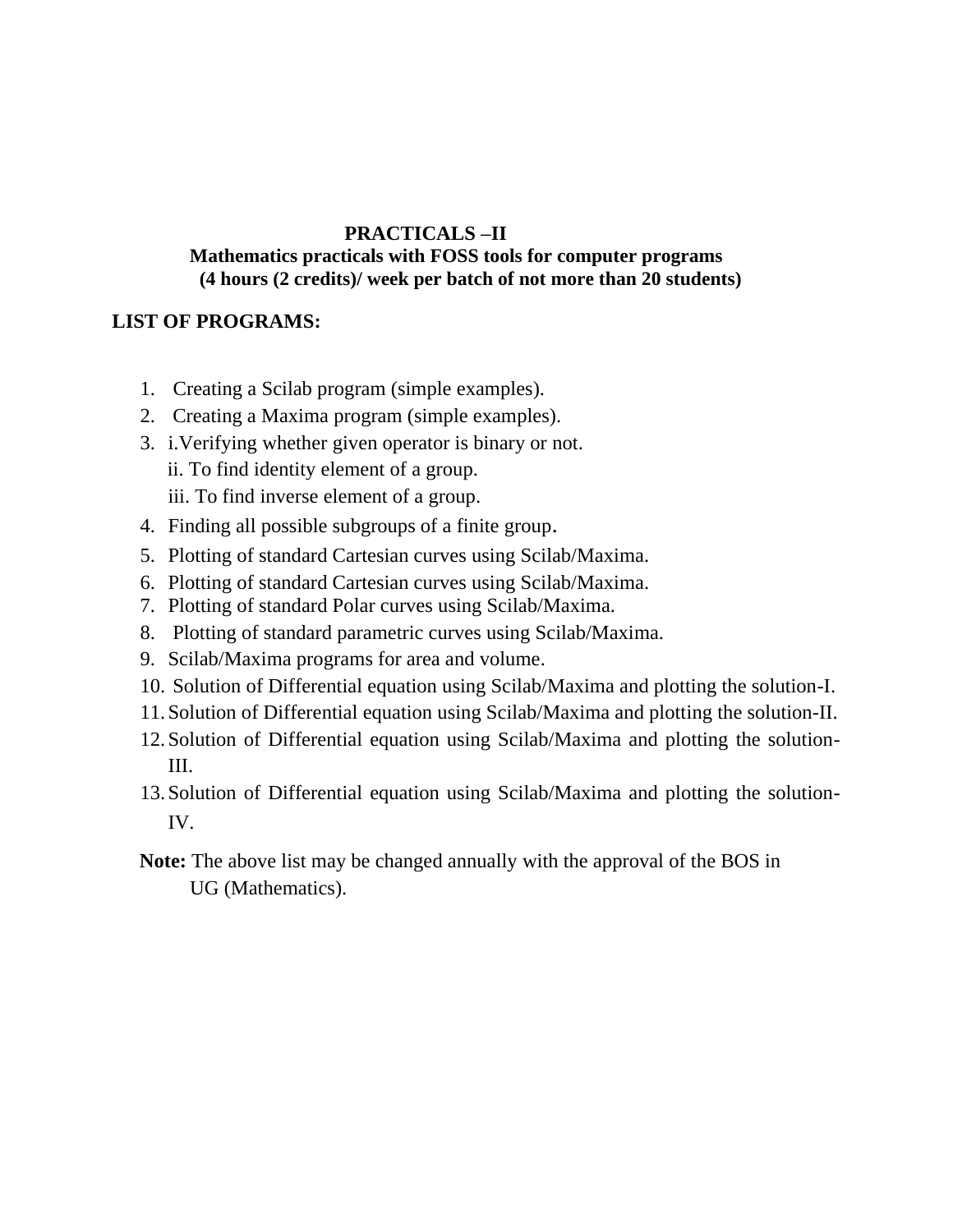# PRACTICALS –II

## Mathematics practicals with FOSS tools for computer programs

**(4 hours (2 credits)/ week per batch of not more than 20 students)**

**LIST OF PROGRAMS:**

1. Creating a Scilab program (simple examples).
2. Creating a Maxima program (simple examples).
3. i. Verifying whether given operator is binary or not.
   ii. To find identity element of a group.
   iii. To find inverse element of a group.
4. Finding all possible subgroups of a finite group.
5. Plotting of standard Cartesian curves using Scilab/Maxima.
6. Plotting of standard Cartesian curves using Scilab/Maxima.
7. Plotting of standard Polar curves using Scilab/Maxima.
8. Plotting of standard parametric curves using Scilab/Maxima.
9. Scilab/Maxima programs for area and volume.
10. Solution of Differential equation using Scilab/Maxima and plotting the solution-I.
11. Solution of Differential equation using Scilab/Maxima and plotting the solution-II.
12. Solution of Differential equation using Scilab/Maxima and plotting the solution-III.
13. Solution of Differential equation using Scilab/Maxima and plotting the solution-IV.

**Note:** The above list may be changed annually with the approval of the BOS in UG (Mathematics).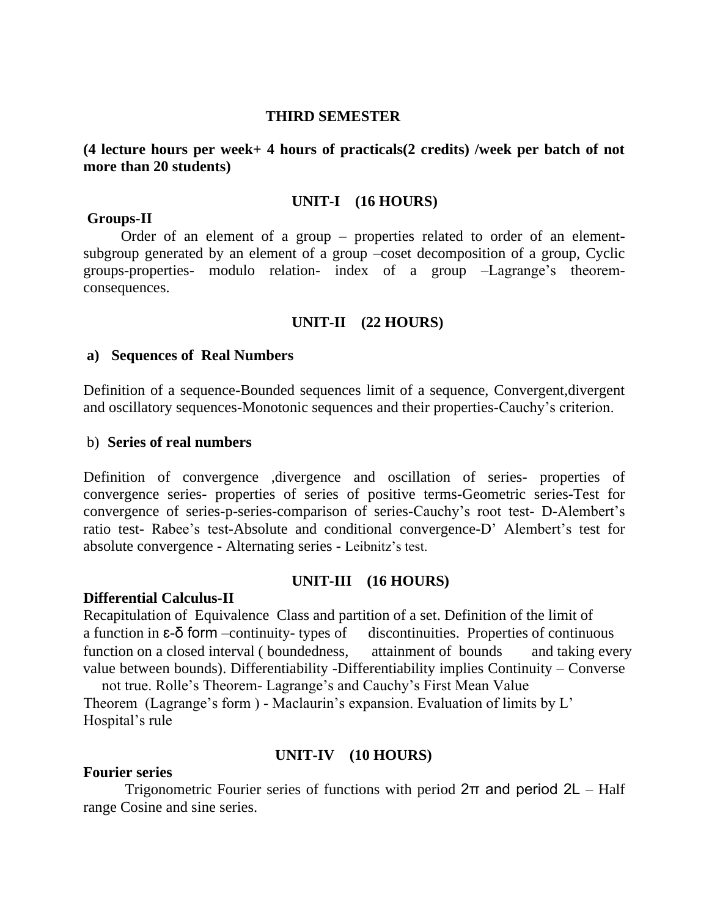## THIRD SEMESTER

**(4 lecture hours per week+ 4 hours of practicals(2 credits) /week per batch of not more than 20 students)**

### UNIT-I (16 HOURS)

**Groups-II**

Order of an element of a group – properties related to order of an element-subgroup generated by an element of a group –coset decomposition of a group, Cyclic groups-properties- modulo relation- index of a group –Lagrange's theorem-consequences.

### UNIT-II (22 HOURS)

**a) Sequences of Real Numbers**

Definition of a sequence-Bounded sequences limit of a sequence, Convergent,divergent and oscillatory sequences-Monotonic sequences and their properties-Cauchy's criterion.

b) **Series of real numbers**

Definition of convergence ,divergence and oscillation of series- properties of convergence series- properties of series of positive terms-Geometric series-Test for convergence of series-p-series-comparison of series-Cauchy's root test- D-Alembert's ratio test- Rabee's test-Absolute and conditional convergence-D' Alembert's test for absolute convergence - Alternating series - Leibnitz's test.

### UNIT-III (16 HOURS)

**Differential Calculus-II**

Recapitulation of Equivalence Class and partition of a set. Definition of the limit of a function in $\varepsilon$-$\delta$ form –continuity- types of discontinuities. Properties of continuous function on a closed interval ( boundedness, attainment of bounds and taking every value between bounds). Differentiability -Differentiability implies Continuity – Converse not true. Rolle's Theorem- Lagrange's and Cauchy's First Mean Value Theorem (Lagrange's form ) - Maclaurin's expansion. Evaluation of limits by L' Hospital's rule

### UNIT-IV (10 HOURS)

**Fourier series**

Trigonometric Fourier series of functions with period $2\pi$ and period $2L$ – Half range Cosine and sine series.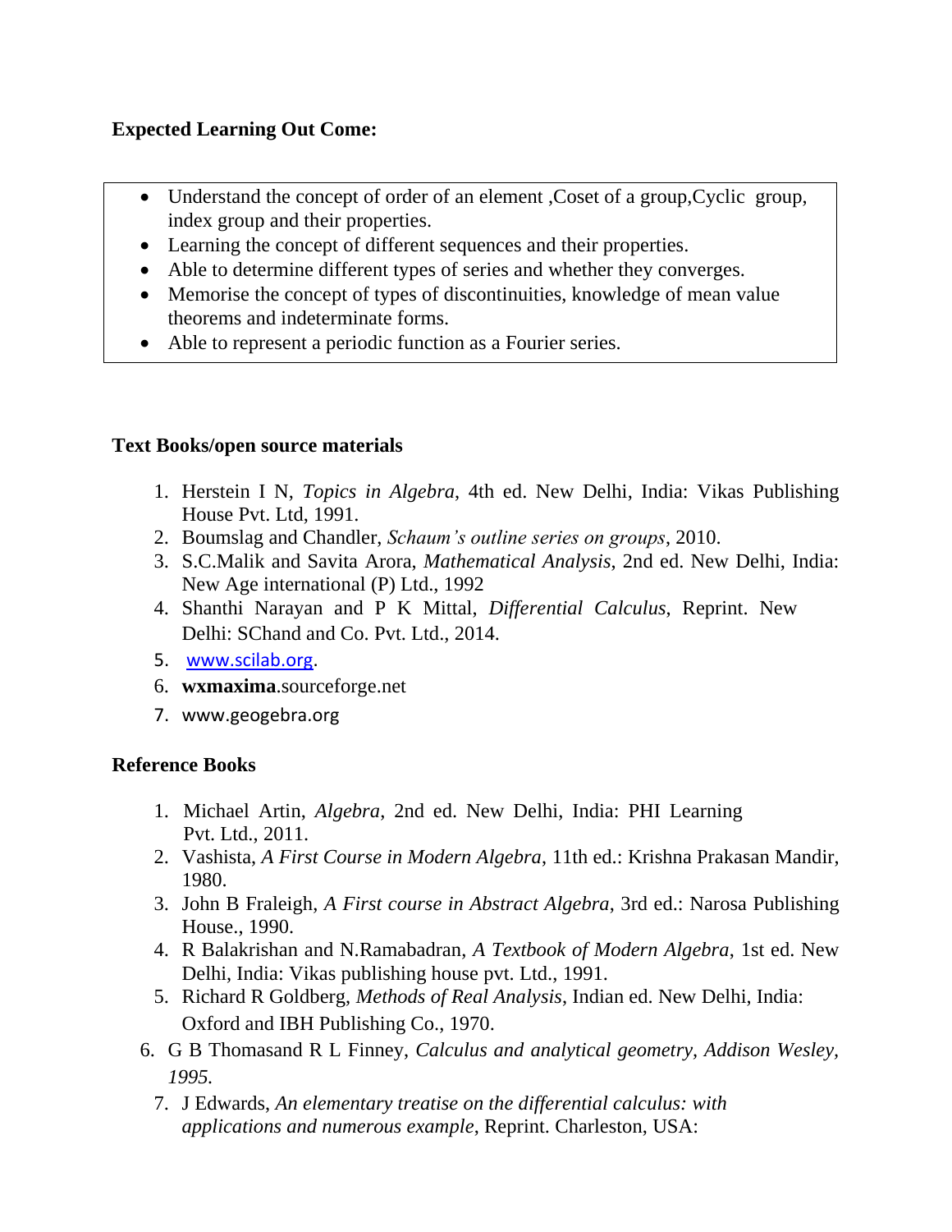**Expected Learning Out Come:**

- Understand the concept of order of an element ,Coset of a group,Cyclic group, index group and their properties.
- Learning the concept of different sequences and their properties.
- Able to determine different types of series and whether they converges.
- Memorise the concept of types of discontinuities, knowledge of mean value theorems and indeterminate forms.
- Able to represent a periodic function as a Fourier series.

**Text Books/open source materials**

1. Herstein I N, *Topics in Algebra*, 4th ed. New Delhi, India: Vikas Publishing House Pvt. Ltd, 1991.
2. Boumslag and Chandler, *Schaum's outline series on groups*, 2010.
3. S.C.Malik and Savita Arora, *Mathematical Analysis*, 2nd ed. New Delhi, India: New Age international (P) Ltd., 1992
4. Shanthi Narayan and P K Mittal, *Differential Calculus*, Reprint. New Delhi: SChand and Co. Pvt. Ltd., 2014.
5. www.scilab.org.
6. **wxmaxima**.sourceforge.net
7. www.geogebra.org

**Reference Books**

1. Michael Artin, *Algebra*, 2nd ed. New Delhi, India: PHI Learning Pvt. Ltd., 2011.
2. Vashista, *A First Course in Modern Algebra*, 11th ed.: Krishna Prakasan Mandir, 1980.
3. John B Fraleigh, *A First course in Abstract Algebra*, 3rd ed.: Narosa Publishing House., 1990.
4. R Balakrishan and N.Ramabadran, *A Textbook of Modern Algebra*, 1st ed. New Delhi, India: Vikas publishing house pvt. Ltd., 1991.
5. Richard R Goldberg, *Methods of Real Analysis*, Indian ed. New Delhi, India: Oxford and IBH Publishing Co., 1970.
6. G B Thomasand R L Finney, *Calculus and analytical geometry*, *Addison Wesley, 1995.*
7. J Edwards, *An elementary treatise on the differential calculus: with applications and numerous example*, Reprint. Charleston, USA: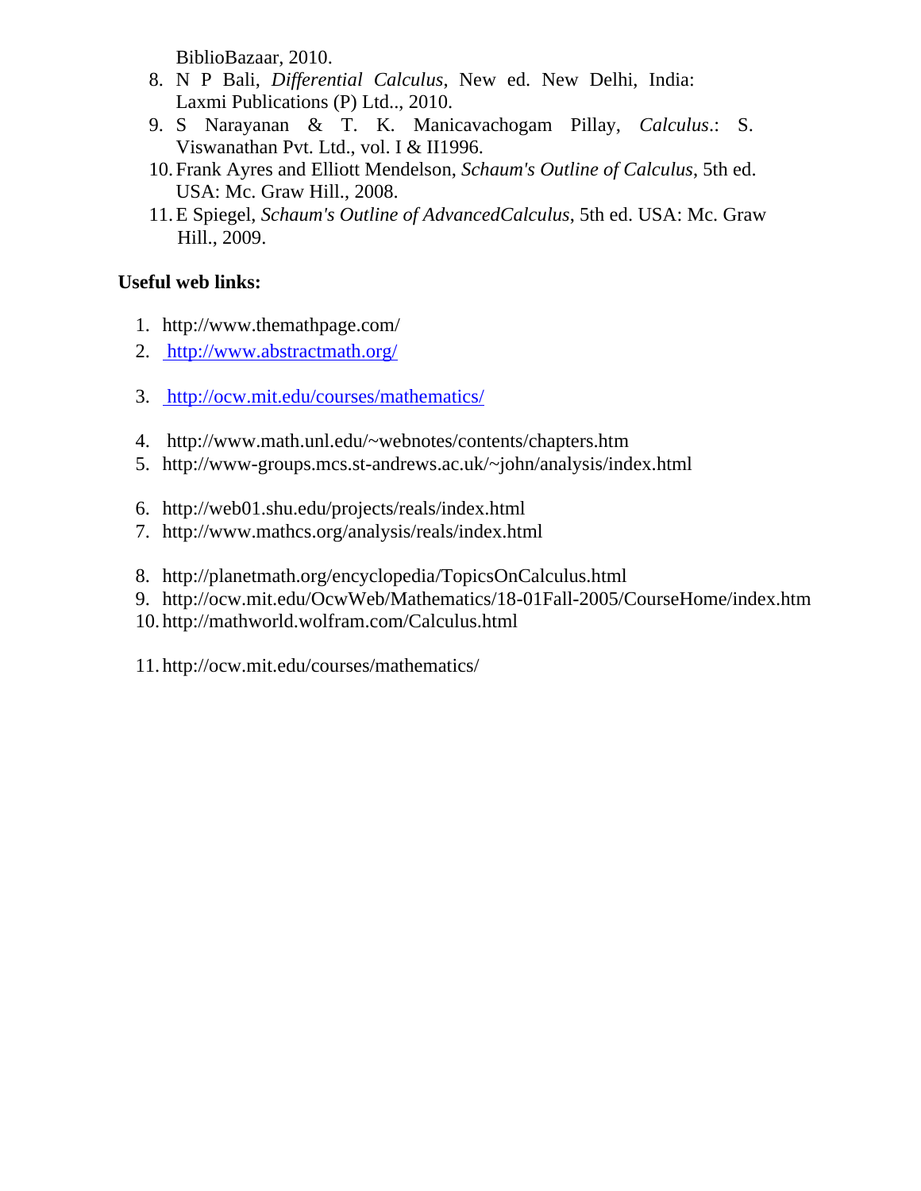BiblioBazaar, 2010.

8. N P Bali, *Differential Calculus*, New ed. New Delhi, India: Laxmi Publications (P) Ltd.., 2010.
9. S Narayanan & T. K. Manicavachogam Pillay, *Calculus*.: S. Viswanathan Pvt. Ltd., vol. I & II1996.
10. Frank Ayres and Elliott Mendelson, *Schaum's Outline of Calculus*, 5th ed. USA: Mc. Graw Hill., 2008.
11. E Spiegel, *Schaum's Outline of AdvancedCalculus*, 5th ed. USA: Mc. Graw Hill., 2009.

**Useful web links:**

1. http://www.themathpage.com/
2. http://www.abstractmath.org/
3. http://ocw.mit.edu/courses/mathematics/
4. http://www.math.unl.edu/~webnotes/contents/chapters.htm
5. http://www-groups.mcs.st-andrews.ac.uk/~john/analysis/index.html
6. http://web01.shu.edu/projects/reals/index.html
7. http://www.mathcs.org/analysis/reals/index.html
8. http://planetmath.org/encyclopedia/TopicsOnCalculus.html
9. http://ocw.mit.edu/OcwWeb/Mathematics/18-01Fall-2005/CourseHome/index.htm
10. http://mathworld.wolfram.com/Calculus.html
11. http://ocw.mit.edu/courses/mathematics/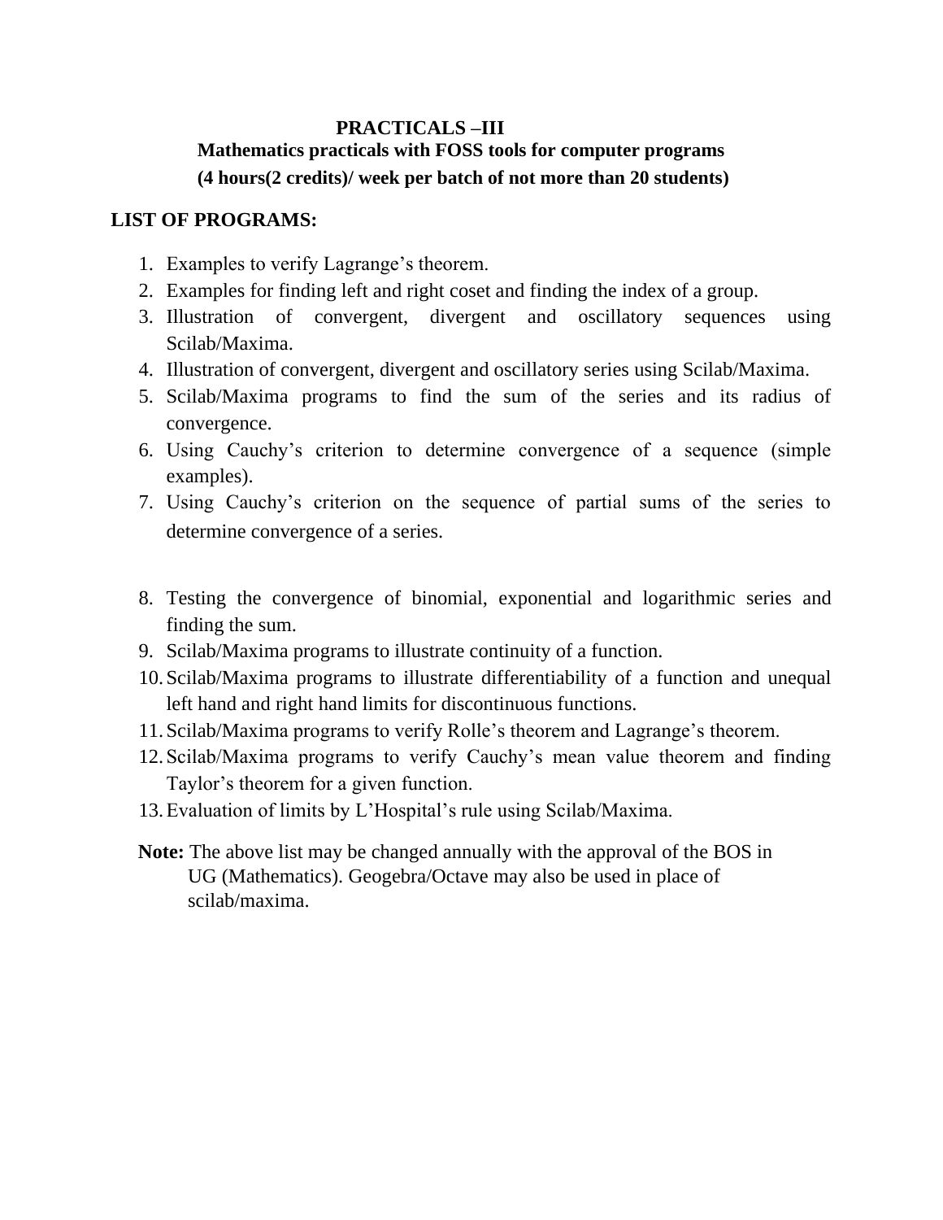## PRACTICALS –III

### Mathematics practicals with FOSS tools for computer programs

**(4 hours(2 credits)/ week per batch of not more than 20 students)**

**LIST OF PROGRAMS:**

1. Examples to verify Lagrange's theorem.
2. Examples for finding left and right coset and finding the index of a group.
3. Illustration of convergent, divergent and oscillatory sequences using Scilab/Maxima.
4. Illustration of convergent, divergent and oscillatory series using Scilab/Maxima.
5. Scilab/Maxima programs to find the sum of the series and its radius of convergence.
6. Using Cauchy's criterion to determine convergence of a sequence (simple examples).
7. Using Cauchy's criterion on the sequence of partial sums of the series to determine convergence of a series.
8. Testing the convergence of binomial, exponential and logarithmic series and finding the sum.
9. Scilab/Maxima programs to illustrate continuity of a function.
10. Scilab/Maxima programs to illustrate differentiability of a function and unequal left hand and right hand limits for discontinuous functions.
11. Scilab/Maxima programs to verify Rolle's theorem and Lagrange's theorem.
12. Scilab/Maxima programs to verify Cauchy's mean value theorem and finding Taylor's theorem for a given function.
13. Evaluation of limits by L'Hospital's rule using Scilab/Maxima.

**Note:** The above list may be changed annually with the approval of the BOS in UG (Mathematics). Geogebra/Octave may also be used in place of scilab/maxima.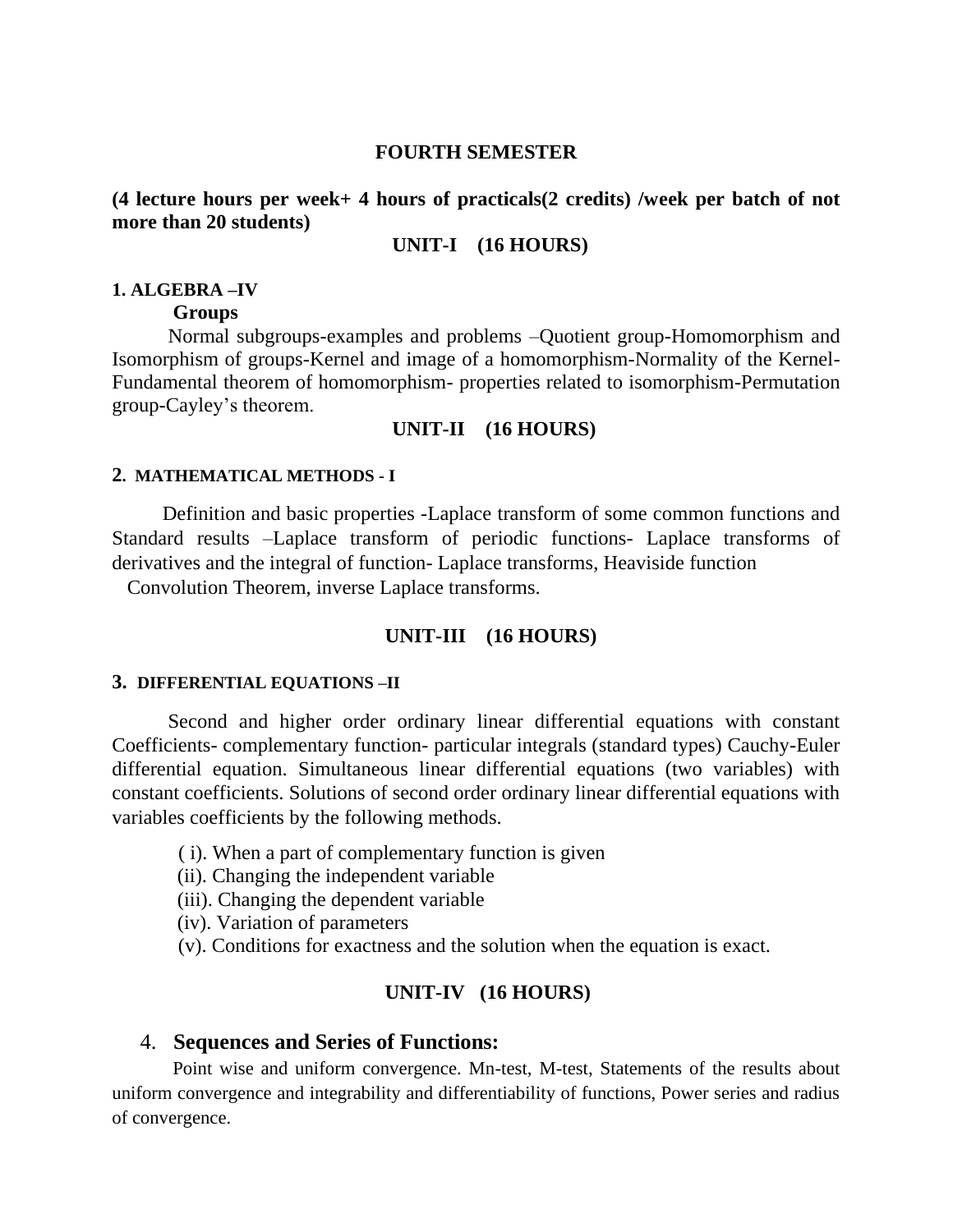## FOURTH SEMESTER

**(4 lecture hours per week+ 4 hours of practicals(2 credits) /week per batch of not more than 20 students)**

**UNIT-I (16 HOURS)**

### 1. ALGEBRA –IV

**Groups**

Normal subgroups-examples and problems –Quotient group-Homomorphism and Isomorphism of groups-Kernel and image of a homomorphism-Normality of the Kernel-Fundamental theorem of homomorphism- properties related to isomorphism-Permutation group-Cayley's theorem.

**UNIT-II (16 HOURS)**

### 2. MATHEMATICAL METHODS - I

Definition and basic properties -Laplace transform of some common functions and Standard results –Laplace transform of periodic functions- Laplace transforms of derivatives and the integral of function- Laplace transforms, Heaviside function Convolution Theorem, inverse Laplace transforms.

**UNIT-III (16 HOURS)**

### 3. DIFFERENTIAL EQUATIONS –II

Second and higher order ordinary linear differential equations with constant Coefficients- complementary function- particular integrals (standard types) Cauchy-Euler differential equation. Simultaneous linear differential equations (two variables) with constant coefficients. Solutions of second order ordinary linear differential equations with variables coefficients by the following methods.

( i). When a part of complementary function is given

(ii). Changing the independent variable

(iii). Changing the dependent variable

(iv). Variation of parameters

(v). Conditions for exactness and the solution when the equation is exact.

**UNIT-IV (16 HOURS)**

### 4. Sequences and Series of Functions:

Point wise and uniform convergence. Mn-test, M-test, Statements of the results about uniform convergence and integrability and differentiability of functions, Power series and radius of convergence.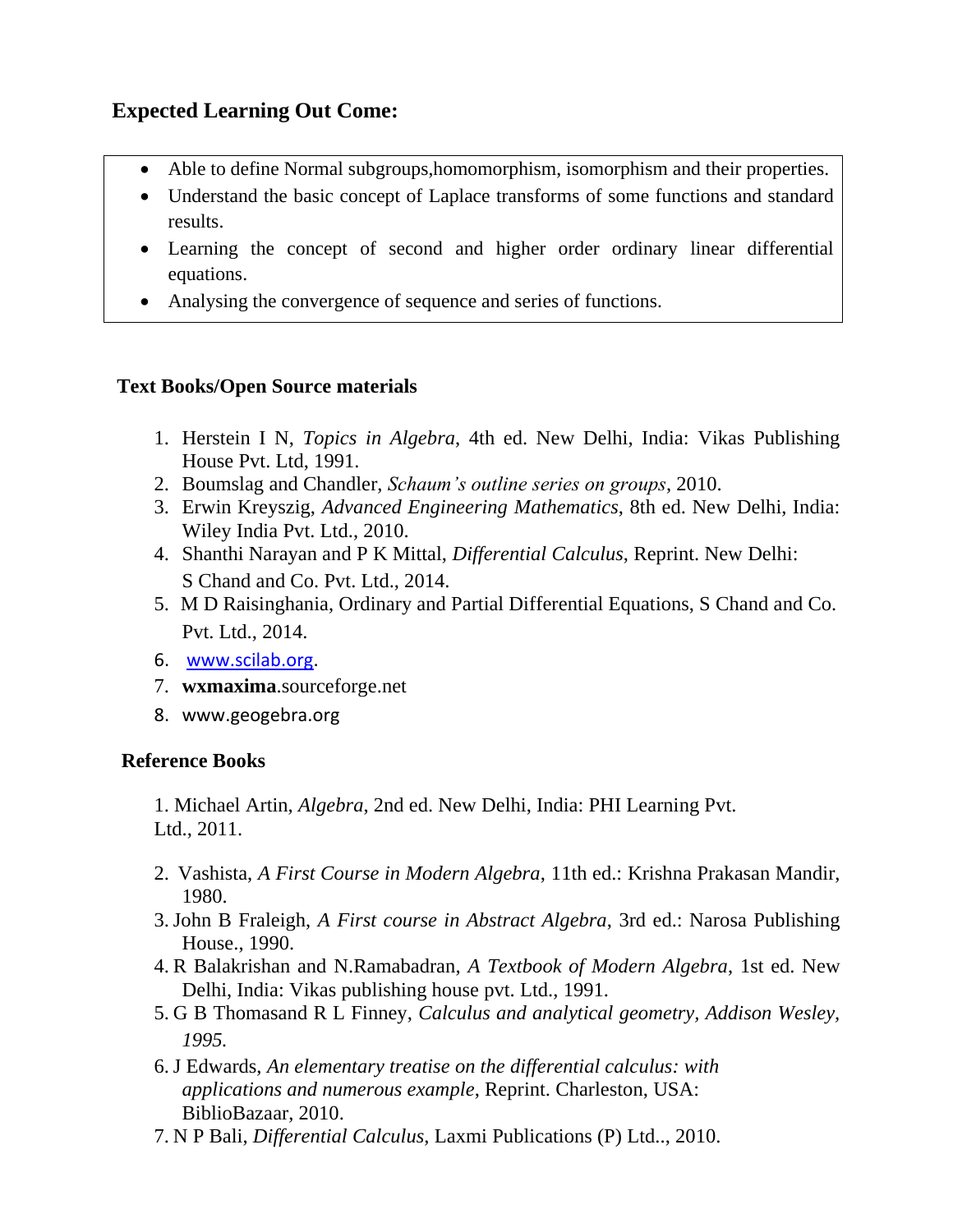## Expected Learning Out Come:

- Able to define Normal subgroups,homomorphism, isomorphism and their properties.
- Understand the basic concept of Laplace transforms of some functions and standard results.
- Learning the concept of second and higher order ordinary linear differential equations.
- Analysing the convergence of sequence and series of functions.

### Text Books/Open Source materials

1. Herstein I N, *Topics in Algebra*, 4th ed. New Delhi, India: Vikas Publishing House Pvt. Ltd, 1991.
2. Boumslag and Chandler, *Schaum's outline series on groups*, 2010.
3. Erwin Kreyszig, *Advanced Engineering Mathematics*, 8th ed. New Delhi, India: Wiley India Pvt. Ltd., 2010.
4. Shanthi Narayan and P K Mittal, *Differential Calculus*, Reprint. New Delhi: S Chand and Co. Pvt. Ltd., 2014.
5. M D Raisinghania, Ordinary and Partial Differential Equations, S Chand and Co. Pvt. Ltd., 2014.
6. www.scilab.org.
7. **wxmaxima**.sourceforge.net
8. www.geogebra.org

### Reference Books

1. Michael Artin, *Algebra*, 2nd ed. New Delhi, India: PHI Learning Pvt. Ltd., 2011.
2. Vashista, *A First Course in Modern Algebra*, 11th ed.: Krishna Prakasan Mandir, 1980.
3. John B Fraleigh, *A First course in Abstract Algebra*, 3rd ed.: Narosa Publishing House., 1990.
4. R Balakrishan and N.Ramabadran, *A Textbook of Modern Algebra*, 1st ed. New Delhi, India: Vikas publishing house pvt. Ltd., 1991.
5. G B Thomasand R L Finney, *Calculus and analytical geometry, Addison Wesley, 1995.*
6. J Edwards, *An elementary treatise on the differential calculus: with applications and numerous example*, Reprint. Charleston, USA: BiblioBazaar, 2010.
7. N P Bali, *Differential Calculus*, Laxmi Publications (P) Ltd.., 2010.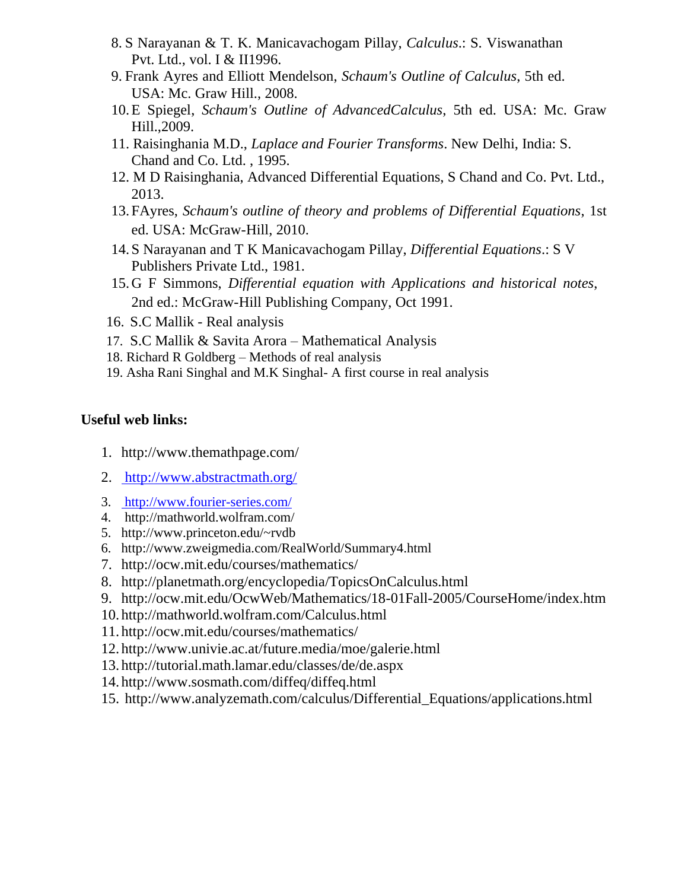8. S Narayanan & T. K. Manicavachogam Pillay, *Calculus*.: S. Viswanathan Pvt. Ltd., vol. I & II1996.
9. Frank Ayres and Elliott Mendelson, *Schaum's Outline of Calculus*, 5th ed. USA: Mc. Graw Hill., 2008.
10. E Spiegel, *Schaum's Outline of AdvancedCalculus*, 5th ed. USA: Mc. Graw Hill.,2009.
11. Raisinghania M.D., *Laplace and Fourier Transforms*. New Delhi, India: S. Chand and Co. Ltd. , 1995.
12. M D Raisinghania, Advanced Differential Equations, S Chand and Co. Pvt. Ltd., 2013.
13. FAyres, *Schaum's outline of theory and problems of Differential Equations*, 1st ed. USA: McGraw-Hill, 2010.
14. S Narayanan and T K Manicavachogam Pillay, *Differential Equations*.: S V Publishers Private Ltd., 1981.
15. G F Simmons, *Differential equation with Applications and historical notes*, 2nd ed.: McGraw-Hill Publishing Company, Oct 1991.
16. S.C Mallik - Real analysis
17. S.C Mallik & Savita Arora – Mathematical Analysis
18. Richard R Goldberg – Methods of real analysis
19. Asha Rani Singhal and M.K Singhal- A first course in real analysis

**Useful web links:**

1. http://www.themathpage.com/
2. http://www.abstractmath.org/
3. http://www.fourier-series.com/
4. http://mathworld.wolfram.com/
5. http://www.princeton.edu/~rvdb
6. http://www.zweigmedia.com/RealWorld/Summary4.html
7. http://ocw.mit.edu/courses/mathematics/
8. http://planetmath.org/encyclopedia/TopicsOnCalculus.html
9. http://ocw.mit.edu/OcwWeb/Mathematics/18-01Fall-2005/CourseHome/index.htm
10. http://mathworld.wolfram.com/Calculus.html
11. http://ocw.mit.edu/courses/mathematics/
12. http://www.univie.ac.at/future.media/moe/galerie.html
13. http://tutorial.math.lamar.edu/classes/de/de.aspx
14. http://www.sosmath.com/diffeq/diffeq.html
15. http://www.analyzemath.com/calculus/Differential_Equations/applications.html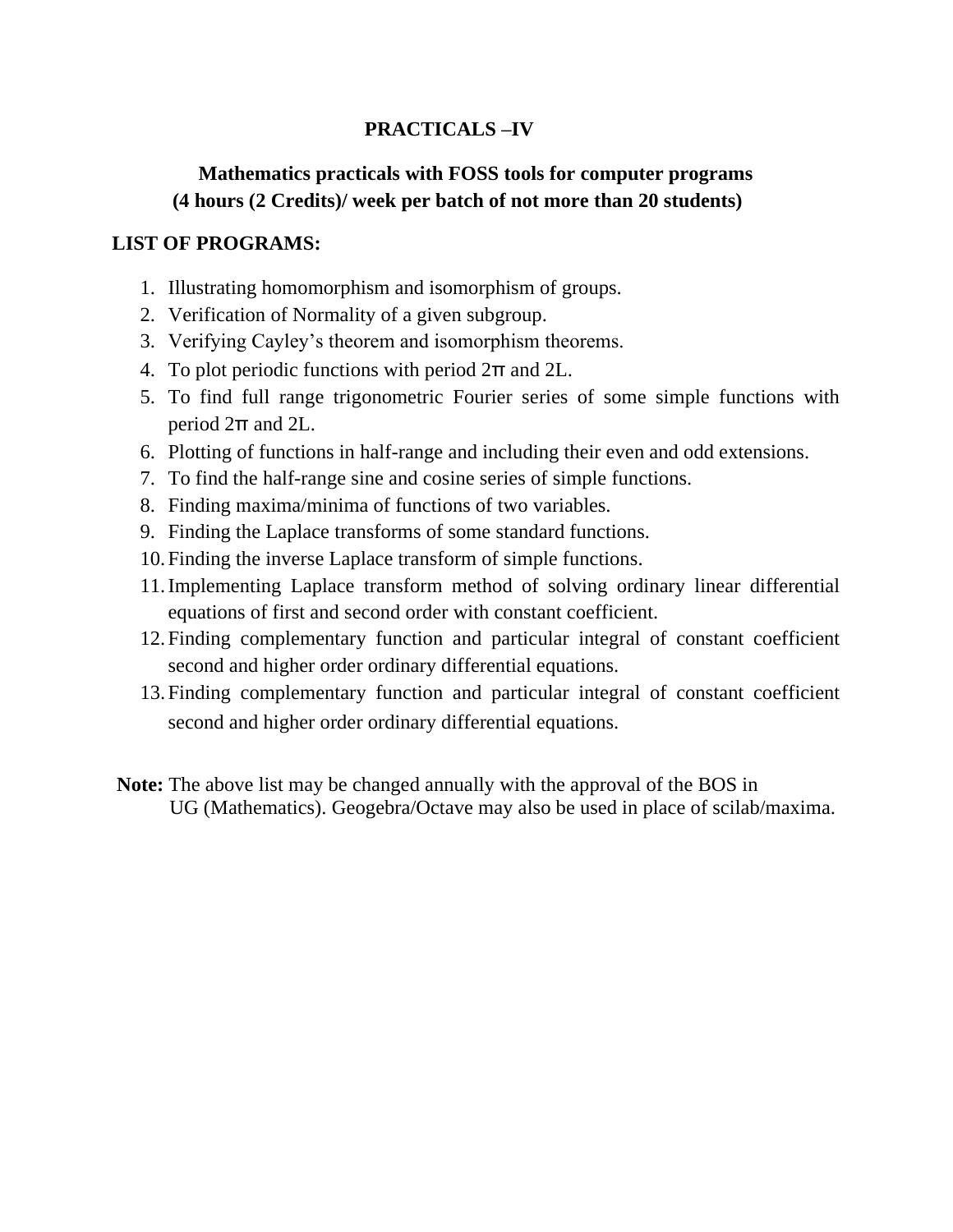## PRACTICALS –IV

### Mathematics practicals with FOSS tools for computer programs

**(4 hours (2 Credits)/ week per batch of not more than 20 students)**

**LIST OF PROGRAMS:**

1. Illustrating homomorphism and isomorphism of groups.
2. Verification of Normality of a given subgroup.
3. Verifying Cayley's theorem and isomorphism theorems.
4. To plot periodic functions with period $2\pi$ and 2L.
5. To find full range trigonometric Fourier series of some simple functions with period $2\pi$ and 2L.
6. Plotting of functions in half-range and including their even and odd extensions.
7. To find the half-range sine and cosine series of simple functions.
8. Finding maxima/minima of functions of two variables.
9. Finding the Laplace transforms of some standard functions.
10. Finding the inverse Laplace transform of simple functions.
11. Implementing Laplace transform method of solving ordinary linear differential equations of first and second order with constant coefficient.
12. Finding complementary function and particular integral of constant coefficient second and higher order ordinary differential equations.
13. Finding complementary function and particular integral of constant coefficient second and higher order ordinary differential equations.

**Note:** The above list may be changed annually with the approval of the BOS in UG (Mathematics). Geogebra/Octave may also be used in place of scilab/maxima.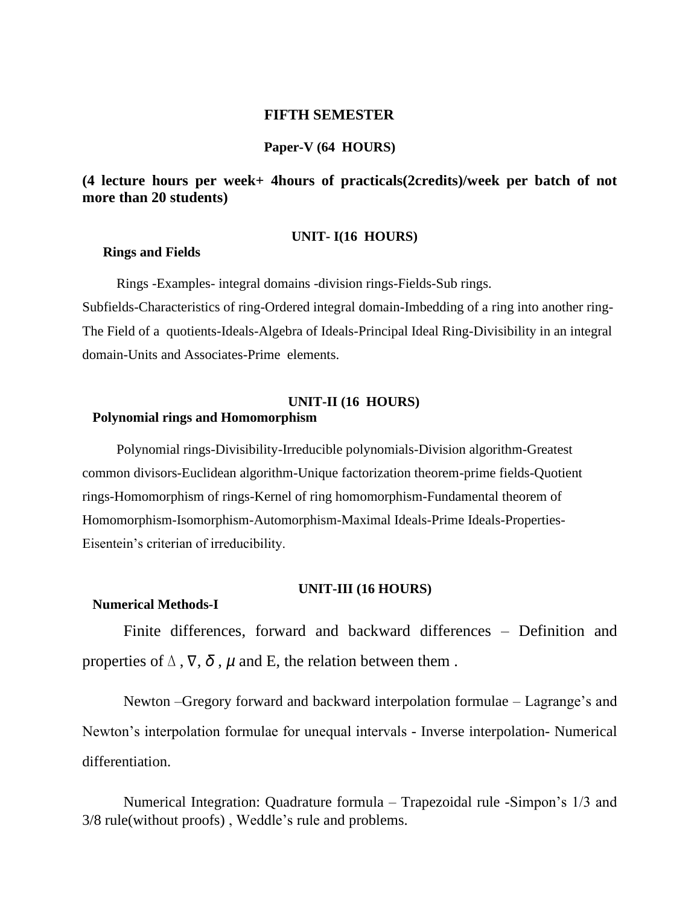# FIFTH SEMESTER

## Paper-V (64 HOURS)

**(4 lecture hours per week+ 4hours of practicals(2credits)/week per batch of not more than 20 students)**

### UNIT- I(16 HOURS)

**Rings and Fields**

Rings -Examples- integral domains -division rings-Fields-Sub rings. Subfields-Characteristics of ring-Ordered integral domain-Imbedding of a ring into another ring-The Field of a quotients-Ideals-Algebra of Ideals-Principal Ideal Ring-Divisibility in an integral domain-Units and Associates-Prime elements.

### UNIT-II (16 HOURS)

**Polynomial rings and Homomorphism**

Polynomial rings-Divisibility-Irreducible polynomials-Division algorithm-Greatest common divisors-Euclidean algorithm-Unique factorization theorem-prime fields-Quotient rings-Homomorphism of rings-Kernel of ring homomorphism-Fundamental theorem of Homomorphism-Isomorphism-Automorphism-Maximal Ideals-Prime Ideals-Properties-Eisentein's criterian of irreducibility.

### UNIT-III (16 HOURS)

**Numerical Methods-I**

Finite differences, forward and backward differences – Definition and properties of $\Delta$ , $\nabla$, $\delta$ , $\mu$ and E, the relation between them .

Newton –Gregory forward and backward interpolation formulae – Lagrange's and Newton's interpolation formulae for unequal intervals - Inverse interpolation- Numerical differentiation.

Numerical Integration: Quadrature formula – Trapezoidal rule -Simpon's 1/3 and 3/8 rule(without proofs) , Weddle's rule and problems.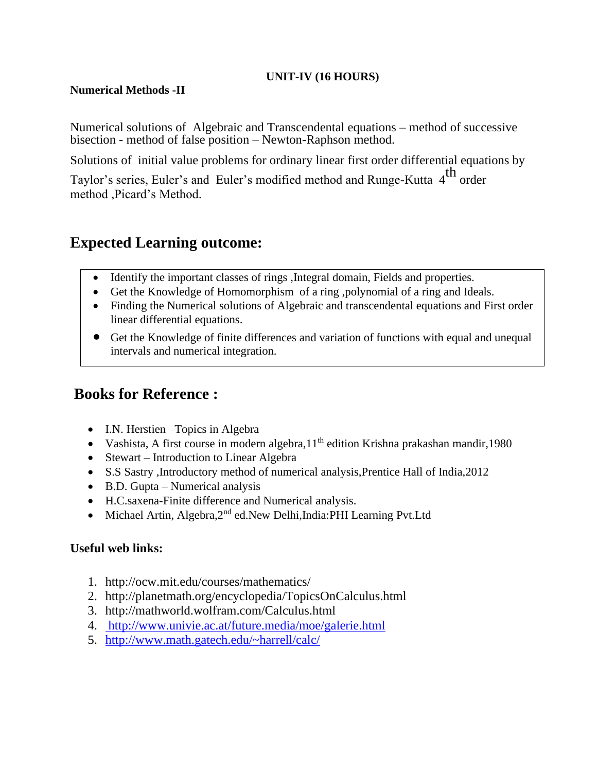**UNIT-IV (16 HOURS)**

**Numerical Methods -II**

Numerical solutions of Algebraic and Transcendental equations – method of successive bisection - method of false position – Newton-Raphson method.

Solutions of initial value problems for ordinary linear first order differential equations by Taylor's series, Euler's and Euler's modified method and Runge-Kutta $4^{th}$ order method ,Picard's Method.

## Expected Learning outcome:

- Identify the important classes of rings ,Integral domain, Fields and properties.
- Get the Knowledge of Homomorphism of a ring ,polynomial of a ring and Ideals.
- Finding the Numerical solutions of Algebraic and transcendental equations and First order linear differential equations.
- Get the Knowledge of finite differences and variation of functions with equal and unequal intervals and numerical integration.

## Books for Reference :

- I.N. Herstien –Topics in Algebra
- Vashista, A first course in modern algebra,11th edition Krishna prakashan mandir,1980
- Stewart – Introduction to Linear Algebra
- S.S Sastry ,Introductory method of numerical analysis,Prentice Hall of India,2012
- B.D. Gupta – Numerical analysis
- H.C.saxena-Finite difference and Numerical analysis.
- Michael Artin, Algebra,2nd ed.New Delhi,India:PHI Learning Pvt.Ltd

**Useful web links:**

1. http://ocw.mit.edu/courses/mathematics/
2. http://planetmath.org/encyclopedia/TopicsOnCalculus.html
3. http://mathworld.wolfram.com/Calculus.html
4. http://www.univie.ac.at/future.media/moe/galerie.html
5. http://www.math.gatech.edu/~harrell/calc/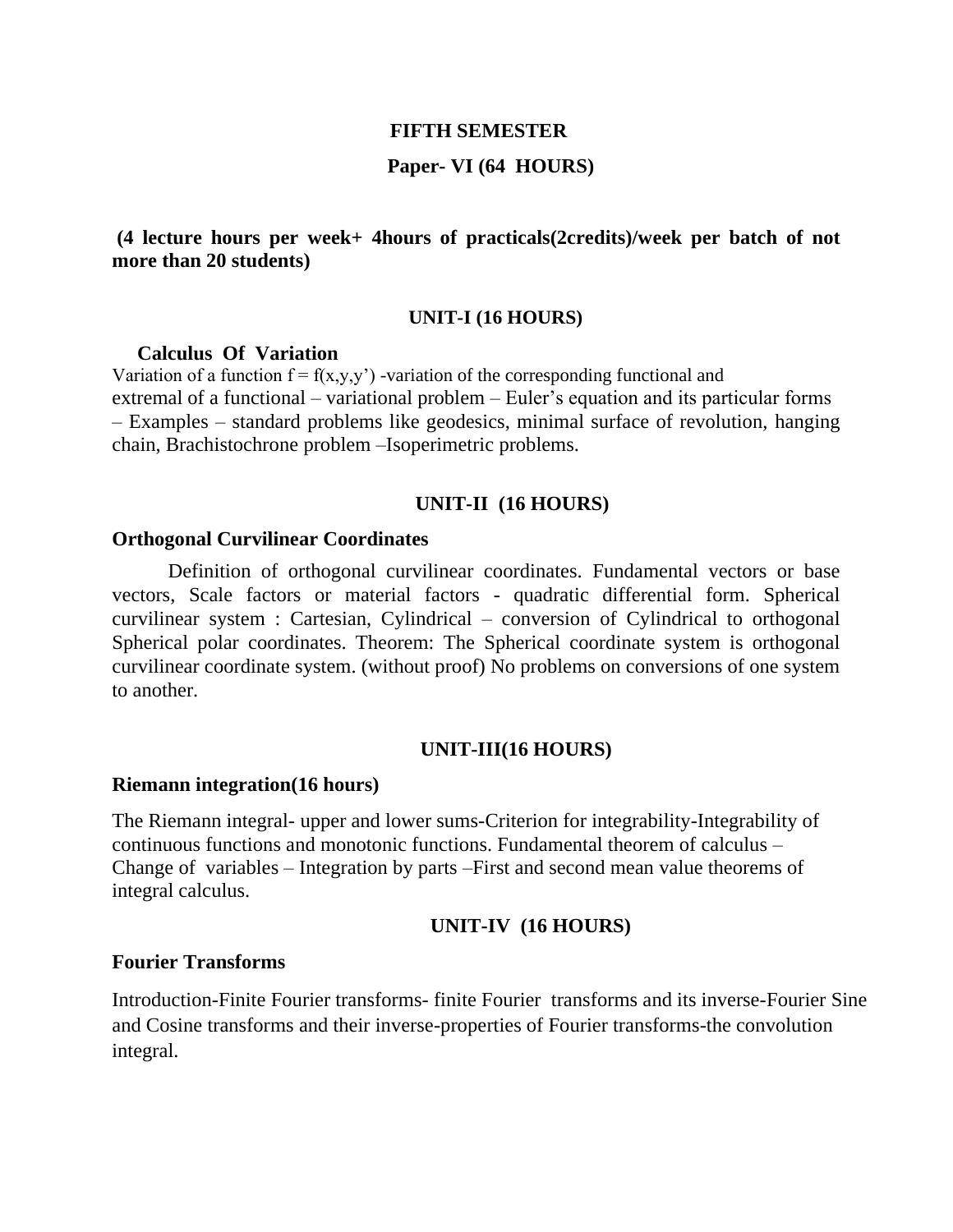## FIFTH SEMESTER

## Paper- VI (64 HOURS)

**(4 lecture hours per week+ 4hours of practicals(2credits)/week per batch of not more than 20 students)**

### UNIT-I (16 HOURS)

**Calculus Of Variation**

Variation of a function $f = f(x,y,y')$ -variation of the corresponding functional and extremal of a functional – variational problem – Euler's equation and its particular forms – Examples – standard problems like geodesics, minimal surface of revolution, hanging chain, Brachistochrone problem –Isoperimetric problems.

### UNIT-II (16 HOURS)

**Orthogonal Curvilinear Coordinates**

Definition of orthogonal curvilinear coordinates. Fundamental vectors or base vectors, Scale factors or material factors - quadratic differential form. Spherical curvilinear system : Cartesian, Cylindrical – conversion of Cylindrical to orthogonal Spherical polar coordinates. Theorem: The Spherical coordinate system is orthogonal curvilinear coordinate system. (without proof) No problems on conversions of one system to another.

### UNIT-III(16 HOURS)

**Riemann integration(16 hours)**

The Riemann integral- upper and lower sums-Criterion for integrability-Integrability of continuous functions and monotonic functions. Fundamental theorem of calculus – Change of variables – Integration by parts –First and second mean value theorems of integral calculus.

### UNIT-IV (16 HOURS)

**Fourier Transforms**

Introduction-Finite Fourier transforms- finite Fourier transforms and its inverse-Fourier Sine and Cosine transforms and their inverse-properties of Fourier transforms-the convolution integral.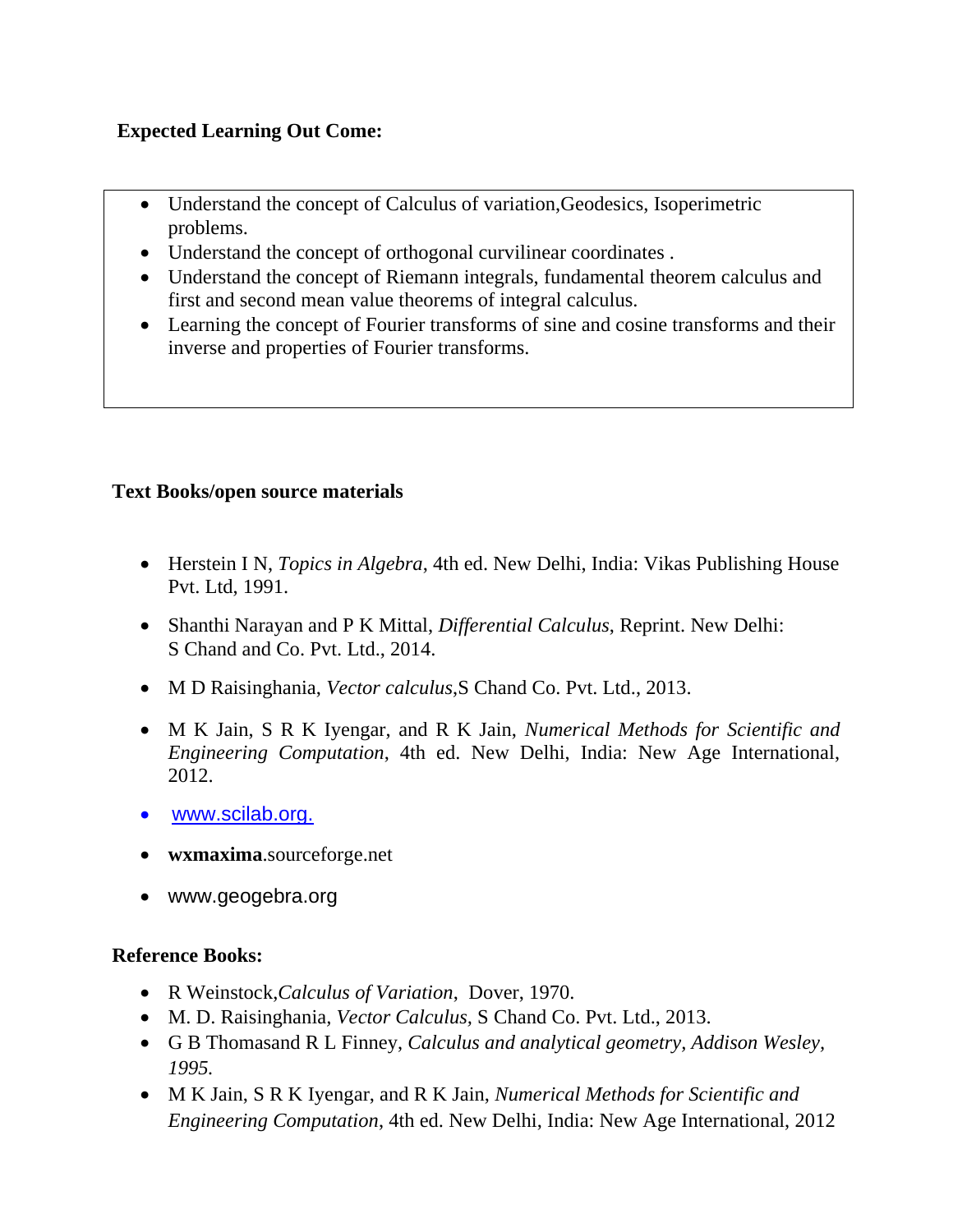**Expected Learning Out Come:**

- Understand the concept of Calculus of variation,Geodesics, Isoperimetric problems.
- Understand the concept of orthogonal curvilinear coordinates .
- Understand the concept of Riemann integrals, fundamental theorem calculus and first and second mean value theorems of integral calculus.
- Learning the concept of Fourier transforms of sine and cosine transforms and their inverse and properties of Fourier transforms.

**Text Books/open source materials**

- Herstein I N, *Topics in Algebra*, 4th ed. New Delhi, India: Vikas Publishing House Pvt. Ltd, 1991.
- Shanthi Narayan and P K Mittal, *Differential Calculus*, Reprint. New Delhi: S Chand and Co. Pvt. Ltd., 2014.
- M D Raisinghania, *Vector calculus*,S Chand Co. Pvt. Ltd., 2013.
- M K Jain, S R K Iyengar, and R K Jain, *Numerical Methods for Scientific and Engineering Computation*, 4th ed. New Delhi, India: New Age International, 2012.
- www.scilab.org.
- **wxmaxima**.sourceforge.net
- www.geogebra.org

**Reference Books:**

- R Weinstock,*Calculus of Variation*, Dover, 1970.
- M. D. Raisinghania, *Vector Calculus*, S Chand Co. Pvt. Ltd., 2013.
- G B Thomasand R L Finney, *Calculus and analytical geometry, Addison Wesley, 1995.*
- M K Jain, S R K Iyengar, and R K Jain, *Numerical Methods for Scientific and Engineering Computation*, 4th ed. New Delhi, India: New Age International, 2012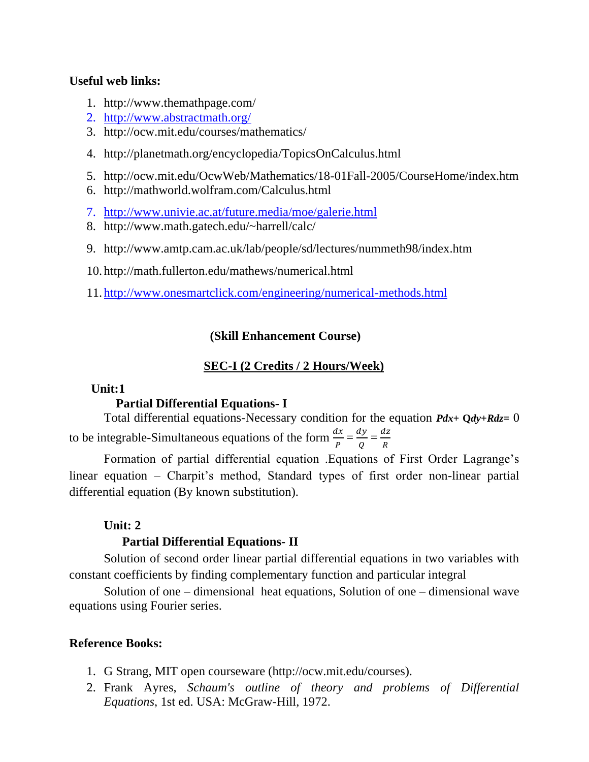**Useful web links:**

1. http://www.themathpage.com/
2. http://www.abstractmath.org/
3. http://ocw.mit.edu/courses/mathematics/
4. http://planetmath.org/encyclopedia/TopicsOnCalculus.html
5. http://ocw.mit.edu/OcwWeb/Mathematics/18-01Fall-2005/CourseHome/index.htm
6. http://mathworld.wolfram.com/Calculus.html
7. http://www.univie.ac.at/future.media/moe/galerie.html
8. http://www.math.gatech.edu/~harrell/calc/
9. http://www.amtp.cam.ac.uk/lab/people/sd/lectures/nummeth98/index.htm
10. http://math.fullerton.edu/mathews/numerical.html
11. http://www.onesmartclick.com/engineering/numerical-methods.html

## (Skill Enhancement Course)

## SEC-I (2 Credits / 2 Hours/Week)

**Unit:1**

**Partial Differential Equations- I**

Total differential equations-Necessary condition for the equation $Pdx+Qdy+Rdz=0$ to be integrable-Simultaneous equations of the form $\frac{dx}{P}=\frac{dy}{Q}=\frac{dz}{R}$

Formation of partial differential equation .Equations of First Order Lagrange's linear equation – Charpit's method, Standard types of first order non-linear partial differential equation (By known substitution).

**Unit: 2**

**Partial Differential Equations- II**

Solution of second order linear partial differential equations in two variables with constant coefficients by finding complementary function and particular integral

Solution of one – dimensional heat equations, Solution of one – dimensional wave equations using Fourier series.

**Reference Books:**

1. G Strang, MIT open courseware (http://ocw.mit.edu/courses).
2. Frank Ayres, *Schaum's outline of theory and problems of Differential Equations*, 1st ed. USA: McGraw-Hill, 1972.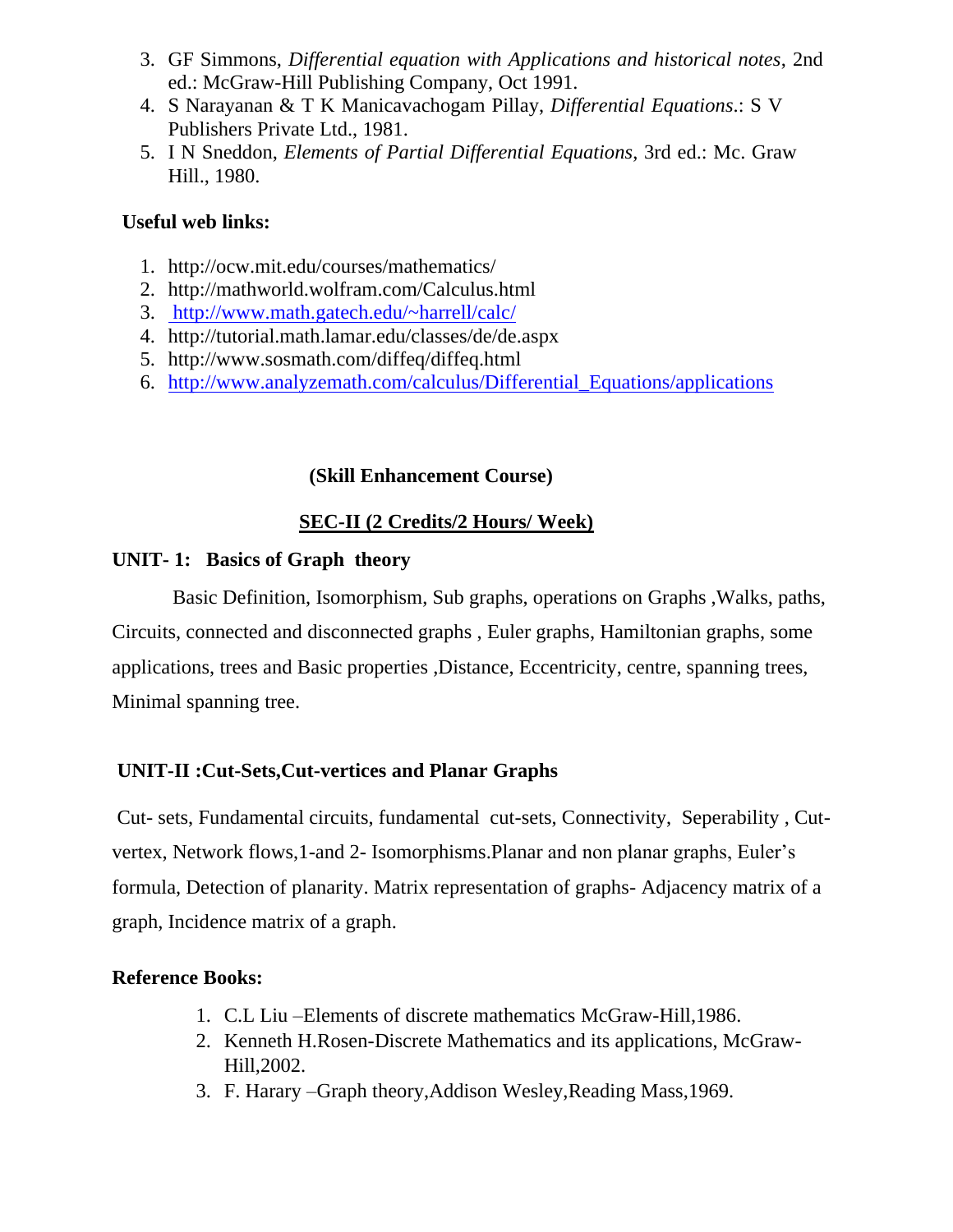3. GF Simmons, *Differential equation with Applications and historical notes*, 2nd ed.: McGraw-Hill Publishing Company, Oct 1991.
4. S Narayanan & T K Manicavachogam Pillay, *Differential Equations*.: S V Publishers Private Ltd., 1981.
5. I N Sneddon, *Elements of Partial Differential Equations*, 3rd ed.: Mc. Graw Hill., 1980.

**Useful web links:**

1. http://ocw.mit.edu/courses/mathematics/
2. http://mathworld.wolfram.com/Calculus.html
3. http://www.math.gatech.edu/~harrell/calc/
4. http://tutorial.math.lamar.edu/classes/de/de.aspx
5. http://www.sosmath.com/diffeq/diffeq.html
6. http://www.analyzemath.com/calculus/Differential_Equations/applications

**(Skill Enhancement Course)**

**SEC-II (2 Credits/2 Hours/ Week)**

**UNIT- 1: Basics of Graph theory**

Basic Definition, Isomorphism, Sub graphs, operations on Graphs ,Walks, paths, Circuits, connected and disconnected graphs , Euler graphs, Hamiltonian graphs, some applications, trees and Basic properties ,Distance, Eccentricity, centre, spanning trees, Minimal spanning tree.

**UNIT-II :Cut-Sets,Cut-vertices and Planar Graphs**

Cut- sets, Fundamental circuits, fundamental cut-sets, Connectivity, Seperability , Cut-vertex, Network flows,1-and 2- Isomorphisms.Planar and non planar graphs, Euler's formula, Detection of planarity. Matrix representation of graphs- Adjacency matrix of a graph, Incidence matrix of a graph.

**Reference Books:**

1. C.L Liu –Elements of discrete mathematics McGraw-Hill,1986.
2. Kenneth H.Rosen-Discrete Mathematics and its applications, McGraw-Hill,2002.
3. F. Harary –Graph theory,Addison Wesley,Reading Mass,1969.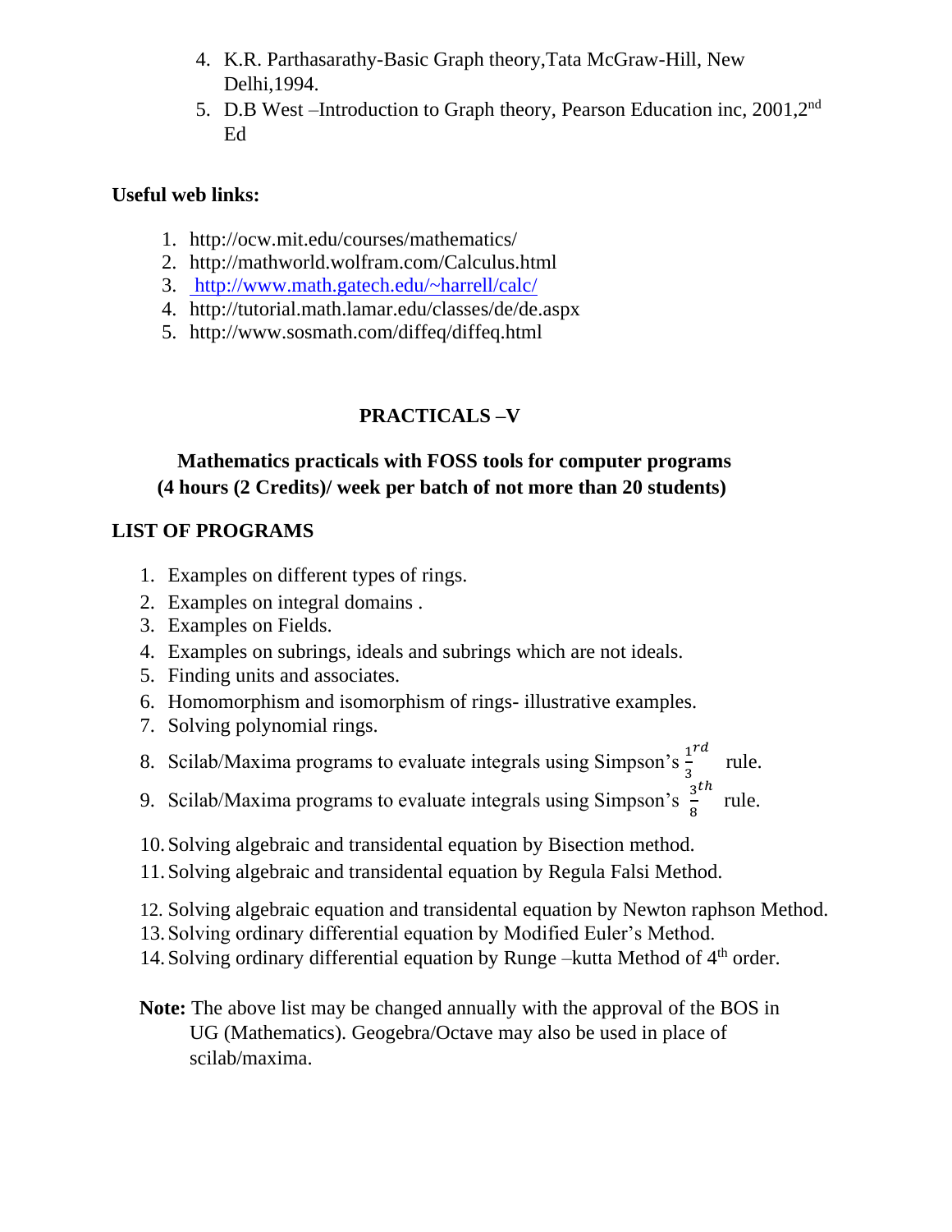4. K.R. Parthasarathy-Basic Graph theory,Tata McGraw-Hill, New Delhi,1994.
5. D.B West –Introduction to Graph theory, Pearson Education inc, 2001,2nd Ed

**Useful web links:**

1. http://ocw.mit.edu/courses/mathematics/
2. http://mathworld.wolfram.com/Calculus.html
3. http://www.math.gatech.edu/~harrell/calc/
4. http://tutorial.math.lamar.edu/classes/de/de.aspx
5. http://www.sosmath.com/diffeq/diffeq.html

## PRACTICALS –V

### Mathematics practicals with FOSS tools for computer programs (4 hours (2 Credits)/ week per batch of not more than 20 students)

**LIST OF PROGRAMS**

1. Examples on different types of rings.
2. Examples on integral domains .
3. Examples on Fields.
4. Examples on subrings, ideals and subrings which are not ideals.
5. Finding units and associates.
6. Homomorphism and isomorphism of rings- illustrative examples.
7. Solving polynomial rings.
8. Scilab/Maxima programs to evaluate integrals using Simpson's $\frac{1}{3}^{rd}$ rule.
9. Scilab/Maxima programs to evaluate integrals using Simpson's $\frac{3}{8}^{th}$ rule.
10. Solving algebraic and transidental equation by Bisection method.
11. Solving algebraic and transidental equation by Regula Falsi Method.
12. Solving algebraic equation and transidental equation by Newton raphson Method.
13. Solving ordinary differential equation by Modified Euler's Method.
14. Solving ordinary differential equation by Runge –kutta Method of $4^{th}$ order.

**Note:** The above list may be changed annually with the approval of the BOS in UG (Mathematics). Geogebra/Octave may also be used in place of scilab/maxima.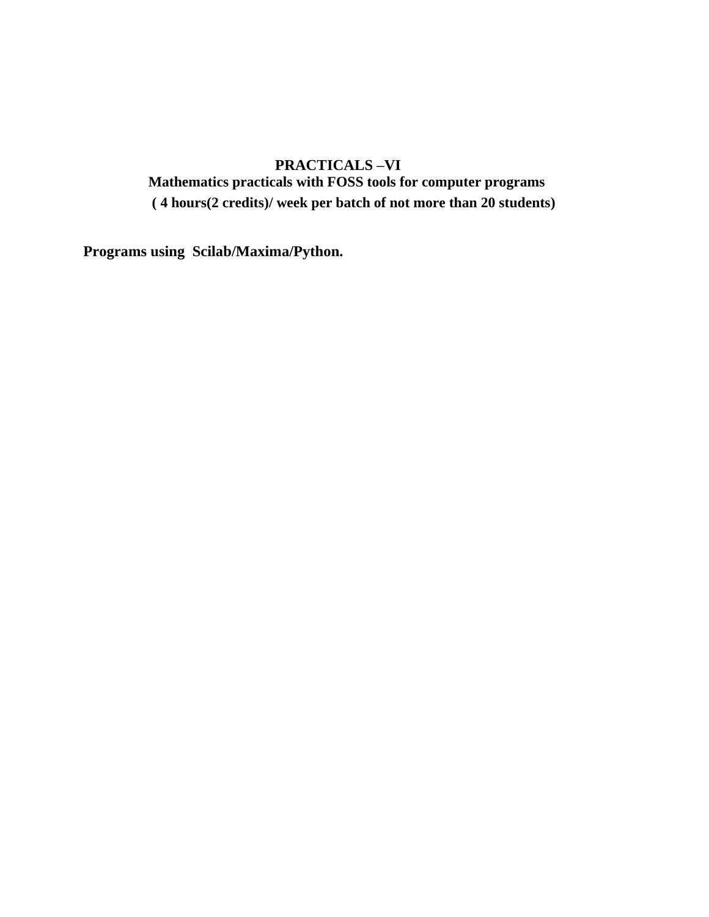# PRACTICALS –VI

## Mathematics practicals with FOSS tools for computer programs

**( 4 hours(2 credits)/ week per batch of not more than 20 students)**

**Programs using Scilab/Maxima/Python.**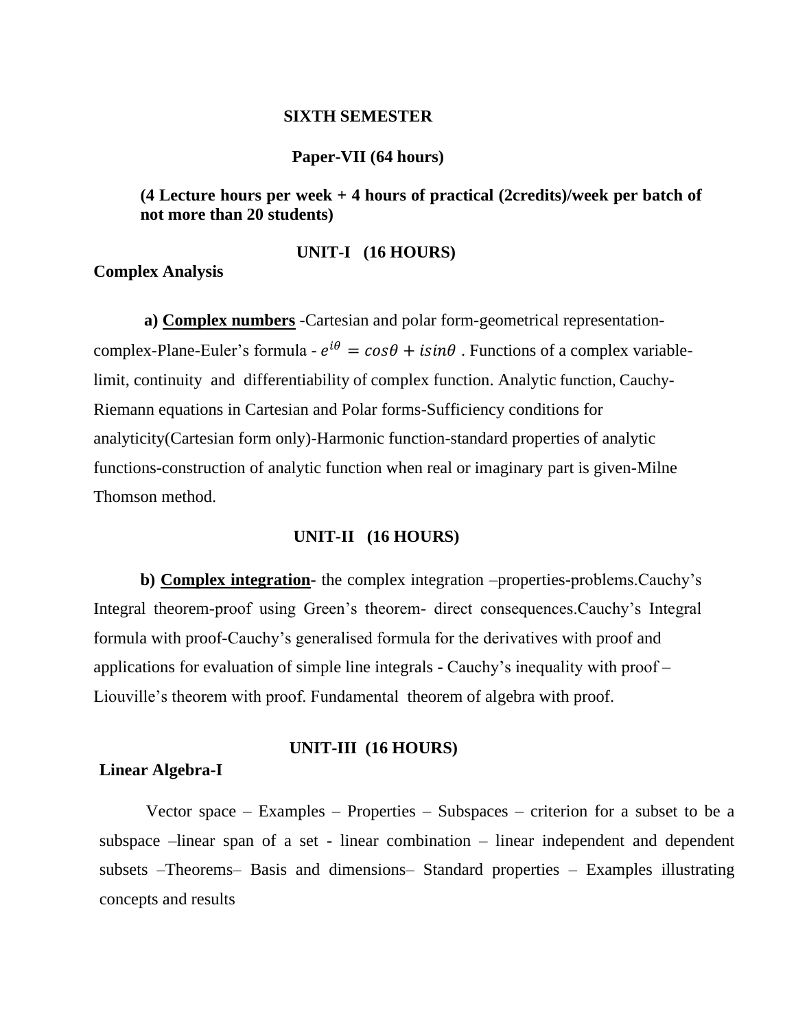**SIXTH SEMESTER**

**Paper-VII (64 hours)**

**(4 Lecture hours per week + 4 hours of practical (2credits)/week per batch of not more than 20 students)**

**UNIT-I (16 HOURS)**

**Complex Analysis**

**a) Complex numbers** -Cartesian and polar form-geometrical representation-complex-Plane-Euler's formula - $e^{i\theta} = cos\theta + isin\theta$ . Functions of a complex variable-limit, continuity and differentiability of complex function. Analytic function, Cauchy-Riemann equations in Cartesian and Polar forms-Sufficiency conditions for analyticity(Cartesian form only)-Harmonic function-standard properties of analytic functions-construction of analytic function when real or imaginary part is given-Milne Thomson method.

**UNIT-II (16 HOURS)**

**b) Complex integration**- the complex integration –properties-problems.Cauchy's Integral theorem-proof using Green's theorem- direct consequences.Cauchy's Integral formula with proof-Cauchy's generalised formula for the derivatives with proof and applications for evaluation of simple line integrals - Cauchy's inequality with proof – Liouville's theorem with proof. Fundamental theorem of algebra with proof.

**UNIT-III (16 HOURS)**

**Linear Algebra-I**

Vector space – Examples – Properties – Subspaces – criterion for a subset to be a subspace –linear span of a set - linear combination – linear independent and dependent subsets –Theorems– Basis and dimensions– Standard properties – Examples illustrating concepts and results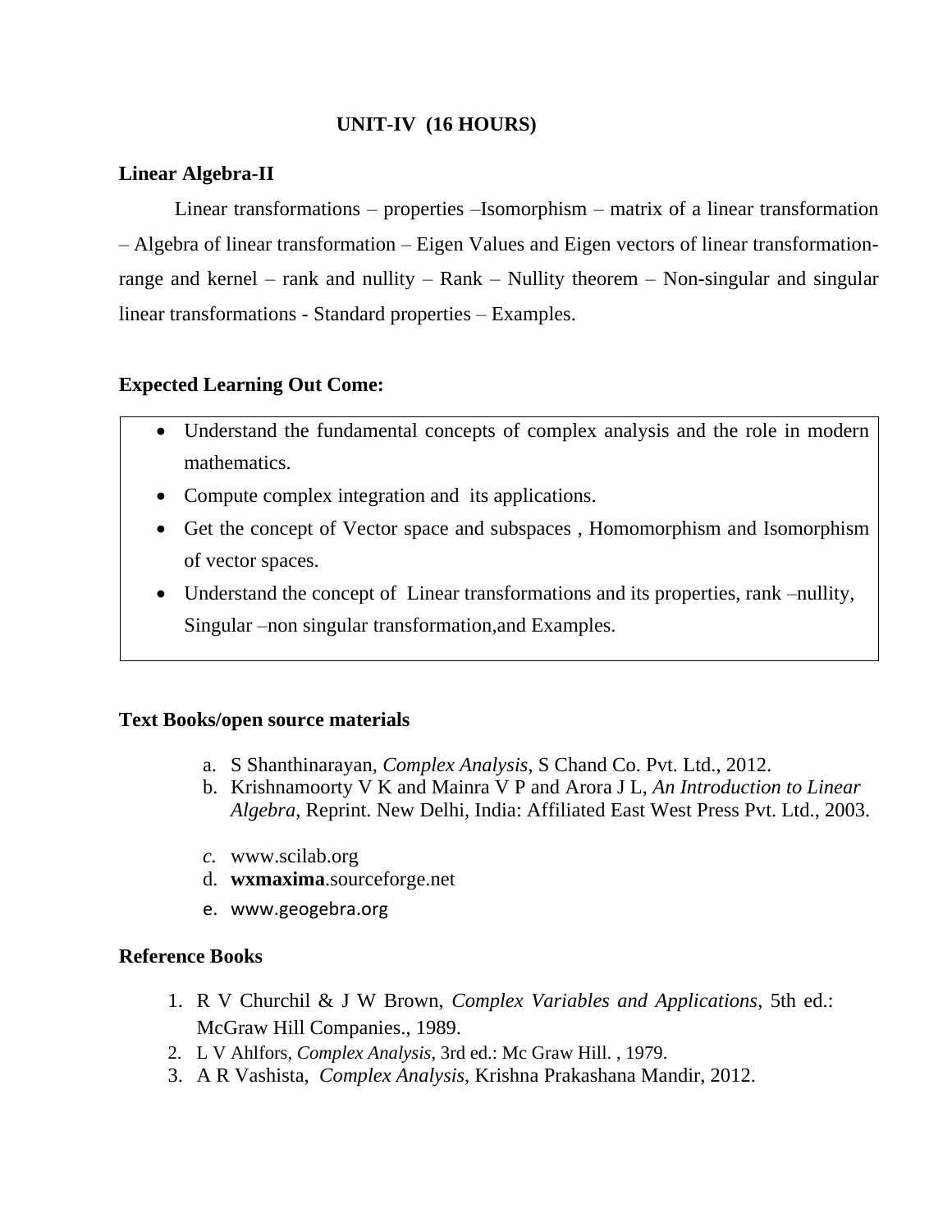## UNIT-IV (16 HOURS)

**Linear Algebra-II**

Linear transformations – properties –Isomorphism – matrix of a linear transformation – Algebra of linear transformation – Eigen Values and Eigen vectors of linear transformation-range and kernel – rank and nullity – Rank – Nullity theorem – Non-singular and singular linear transformations - Standard properties – Examples.

**Expected Learning Out Come:**

- Understand the fundamental concepts of complex analysis and the role in modern mathematics.
- Compute complex integration and its applications.
- Get the concept of Vector space and subspaces , Homomorphism and Isomorphism of vector spaces.
- Understand the concept of Linear transformations and its properties, rank –nullity, Singular –non singular transformation,and Examples.

**Text Books/open source materials**

a. S Shanthinarayan, *Complex Analysis*, S Chand Co. Pvt. Ltd., 2012.
b. Krishnamoorty V K and Mainra V P and Arora J L, *An Introduction to Linear Algebra*, Reprint. New Delhi, India: Affiliated East West Press Pvt. Ltd., 2003.
c. www.scilab.org
d. **wxmaxima**.sourceforge.net
e. www.geogebra.org

**Reference Books**

1. R V Churchil & J W Brown, *Complex Variables and Applications*, 5th ed.: McGraw Hill Companies., 1989.
2. L V Ahlfors, *Complex Analysis*, 3rd ed.: Mc Graw Hill. , 1979.
3. A R Vashista, *Complex Analysis*, Krishna Prakashana Mandir, 2012.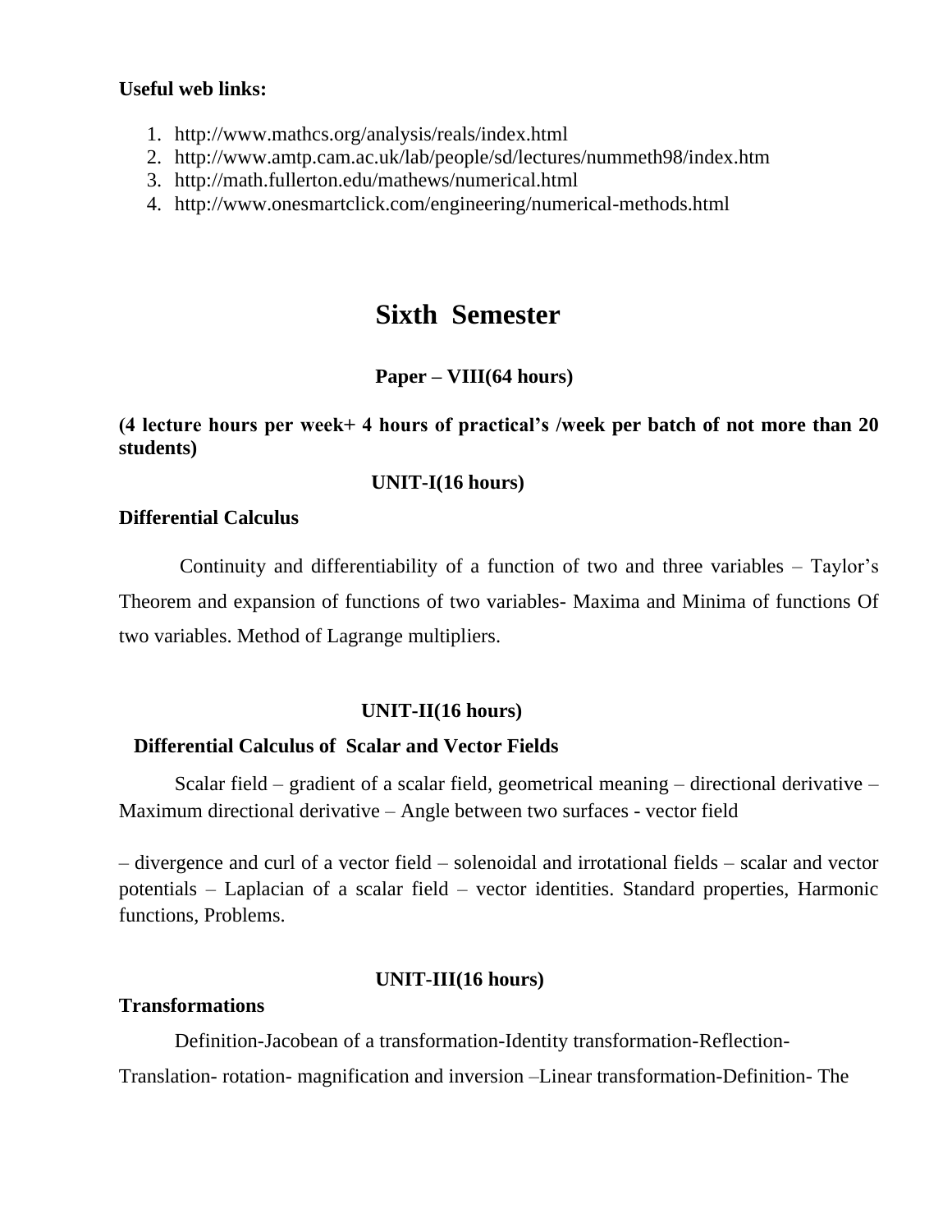**Useful web links:**

1. http://www.mathcs.org/analysis/reals/index.html
2. http://www.amtp.cam.ac.uk/lab/people/sd/lectures/nummeth98/index.htm
3. http://math.fullerton.edu/mathews/numerical.html
4. http://www.onesmartclick.com/engineering/numerical-methods.html

# Sixth Semester

### Paper – VIII(64 hours)

**(4 lecture hours per week+ 4 hours of practical's /week per batch of not more than 20 students)**

### UNIT-I(16 hours)

**Differential Calculus**

Continuity and differentiability of a function of two and three variables – Taylor's Theorem and expansion of functions of two variables- Maxima and Minima of functions Of two variables. Method of Lagrange multipliers.

### UNIT-II(16 hours)

**Differential Calculus of Scalar and Vector Fields**

Scalar field – gradient of a scalar field, geometrical meaning – directional derivative – Maximum directional derivative – Angle between two surfaces - vector field

– divergence and curl of a vector field – solenoidal and irrotational fields – scalar and vector potentials – Laplacian of a scalar field – vector identities. Standard properties, Harmonic functions, Problems.

### UNIT-III(16 hours)

**Transformations**

Definition-Jacobean of a transformation-Identity transformation-Reflection-Translation- rotation- magnification and inversion –Linear transformation-Definition- The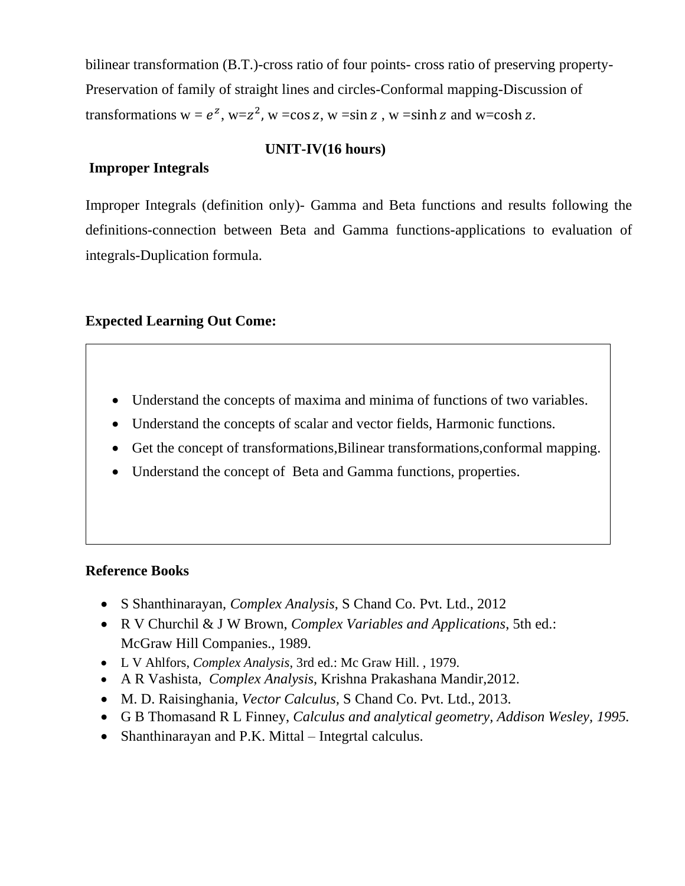bilinear transformation (B.T.)-cross ratio of four points- cross ratio of preserving property-Preservation of family of straight lines and circles-Conformal mapping-Discussion of transformations w = $e^z$, w=$z^2$, w =$\cos z$, w =$\sin z$ , w =$\sinh z$ and w=$\cosh z$.

## UNIT-IV(16 hours)

### Improper Integrals

Improper Integrals (definition only)- Gamma and Beta functions and results following the definitions-connection between Beta and Gamma functions-applications to evaluation of integrals-Duplication formula.

### Expected Learning Out Come:

- Understand the concepts of maxima and minima of functions of two variables.
- Understand the concepts of scalar and vector fields, Harmonic functions.
- Get the concept of transformations,Bilinear transformations,conformal mapping.
- Understand the concept of Beta and Gamma functions, properties.

### Reference Books

- S Shanthinarayan, *Complex Analysis*, S Chand Co. Pvt. Ltd., 2012
- R V Churchil & J W Brown, *Complex Variables and Applications*, 5th ed.: McGraw Hill Companies., 1989.
- L V Ahlfors, *Complex Analysis*, 3rd ed.: Mc Graw Hill. , 1979.
- A R Vashista, *Complex Analysis*, Krishna Prakashana Mandir,2012.
- M. D. Raisinghania, *Vector Calculus*, S Chand Co. Pvt. Ltd., 2013.
- G B Thomasand R L Finney, *Calculus and analytical geometry, Addison Wesley, 1995.*
- Shanthinarayan and P.K. Mittal – Integrtal calculus.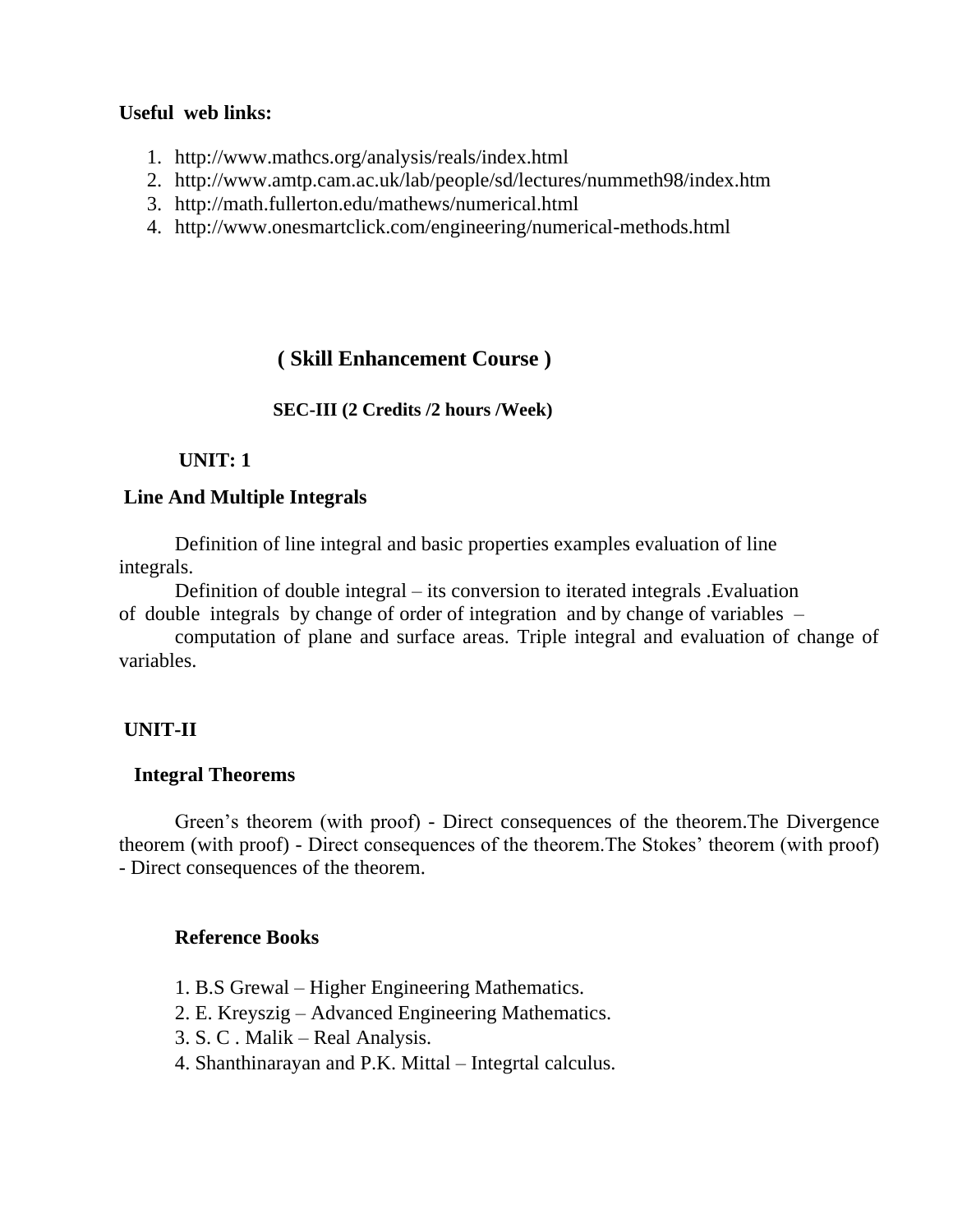**Useful web links:**

1. http://www.mathcs.org/analysis/reals/index.html
2. http://www.amtp.cam.ac.uk/lab/people/sd/lectures/nummeth98/index.htm
3. http://math.fullerton.edu/mathews/numerical.html
4. http://www.onesmartclick.com/engineering/numerical-methods.html

## ( Skill Enhancement Course )

### SEC-III (2 Credits /2 hours /Week)

**UNIT: 1**

**Line And Multiple Integrals**

Definition of line integral and basic properties examples evaluation of line integrals.

Definition of double integral – its conversion to iterated integrals .Evaluation of double integrals by change of order of integration and by change of variables – computation of plane and surface areas. Triple integral and evaluation of change of variables.

**UNIT-II**

**Integral Theorems**

Green's theorem (with proof) - Direct consequences of the theorem.The Divergence theorem (with proof) - Direct consequences of the theorem.The Stokes' theorem (with proof) - Direct consequences of the theorem.

**Reference Books**

1. B.S Grewal – Higher Engineering Mathematics.
2. E. Kreyszig – Advanced Engineering Mathematics.
3. S. C . Malik – Real Analysis.
4. Shanthinarayan and P.K. Mittal – Integrtal calculus.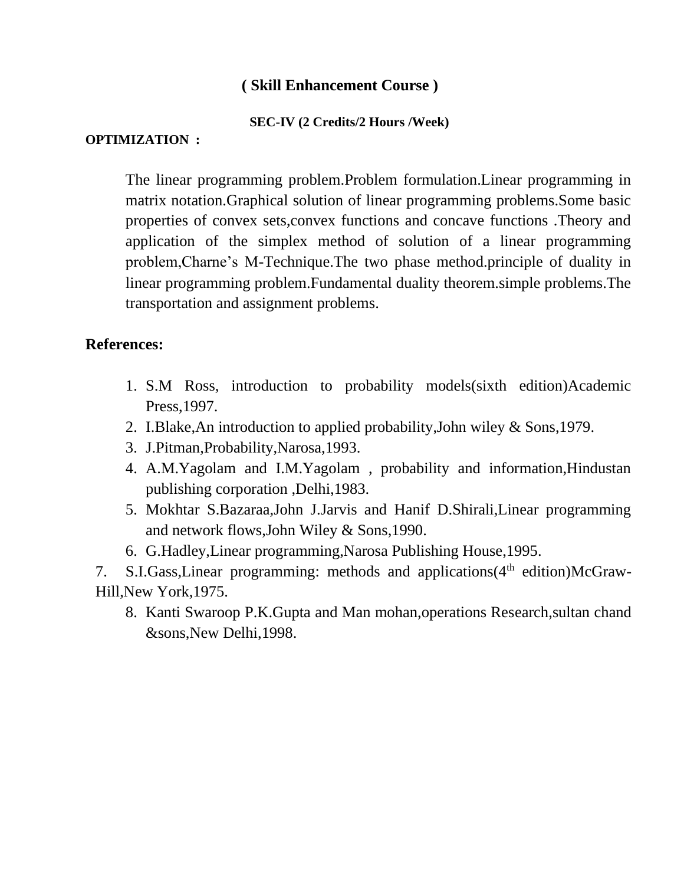## ( Skill Enhancement Course )

**SEC-IV (2 Credits/2 Hours /Week)**

**OPTIMIZATION :**

The linear programming problem.Problem formulation.Linear programming in matrix notation.Graphical solution of linear programming problems.Some basic properties of convex sets,convex functions and concave functions .Theory and application of the simplex method of solution of a linear programming problem,Charne's M-Technique.The two phase method.principle of duality in linear programming problem.Fundamental duality theorem.simple problems.The transportation and assignment problems.

### References:

1. S.M Ross, introduction to probability models(sixth edition)Academic Press,1997.
2. I.Blake,An introduction to applied probability,John wiley & Sons,1979.
3. J.Pitman,Probability,Narosa,1993.
4. A.M.Yagolam and I.M.Yagolam , probability and information,Hindustan publishing corporation ,Delhi,1983.
5. Mokhtar S.Bazaraa,John J.Jarvis and Hanif D.Shirali,Linear programming and network flows,John Wiley & Sons,1990.
6. G.Hadley,Linear programming,Narosa Publishing House,1995.
7. S.I.Gass,Linear programming: methods and applications(4th edition)McGraw-Hill,New York,1975.
8. Kanti Swaroop P.K.Gupta and Man mohan,operations Research,sultan chand &sons,New Delhi,1998.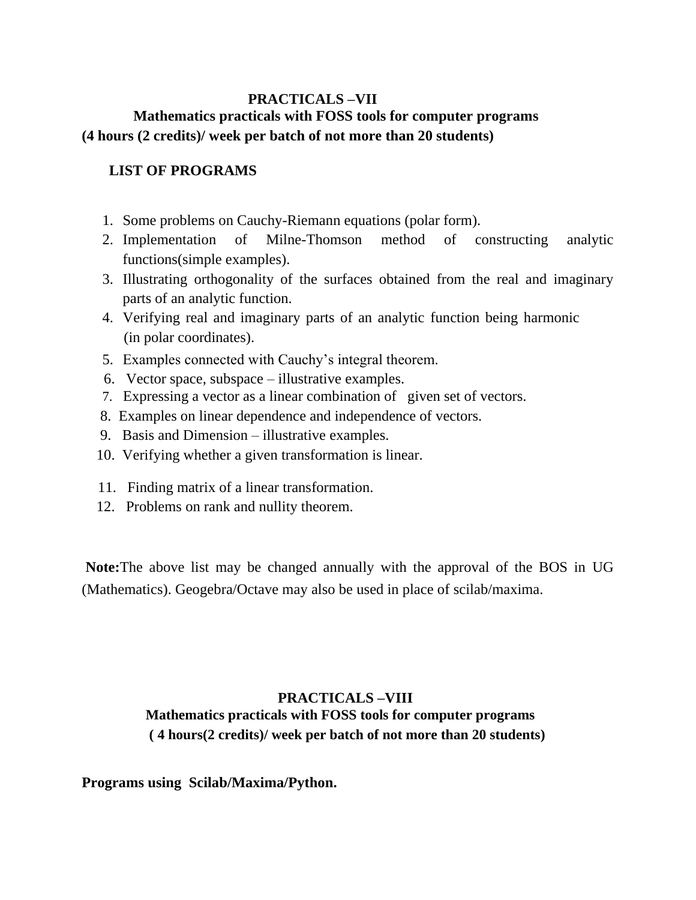## PRACTICALS –VII

### Mathematics practicals with FOSS tools for computer programs

**(4 hours (2 credits)/ week per batch of not more than 20 students)**

**LIST OF PROGRAMS**

1. Some problems on Cauchy-Riemann equations (polar form).
2. Implementation of Milne-Thomson method of constructing analytic functions(simple examples).
3. Illustrating orthogonality of the surfaces obtained from the real and imaginary parts of an analytic function.
4. Verifying real and imaginary parts of an analytic function being harmonic (in polar coordinates).
5. Examples connected with Cauchy's integral theorem.
6. Vector space, subspace – illustrative examples.
7. Expressing a vector as a linear combination of given set of vectors.
8. Examples on linear dependence and independence of vectors.
9. Basis and Dimension – illustrative examples.
10. Verifying whether a given transformation is linear.
11. Finding matrix of a linear transformation.
12. Problems on rank and nullity theorem.

**Note:** The above list may be changed annually with the approval of the BOS in UG (Mathematics). Geogebra/Octave may also be used in place of scilab/maxima.

## PRACTICALS –VIII

### Mathematics practicals with FOSS tools for computer programs

**( 4 hours(2 credits)/ week per batch of not more than 20 students)**

**Programs using Scilab/Maxima/Python.**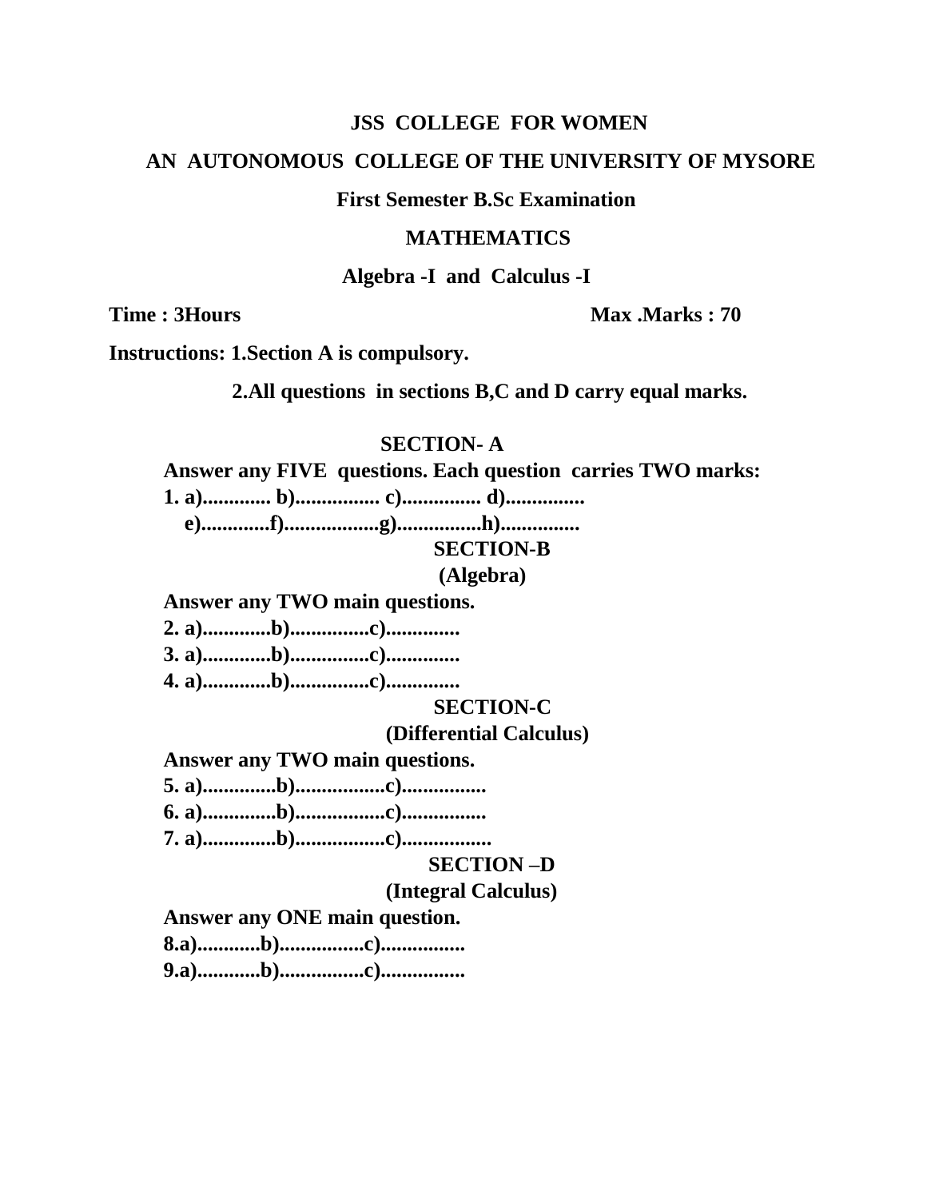**JSS COLLEGE FOR WOMEN**

**AN AUTONOMOUS COLLEGE OF THE UNIVERSITY OF MYSORE**

**First Semester B.Sc Examination**

**MATHEMATICS**

**Algebra -I and Calculus -I**

**Time : 3Hours** **Max .Marks : 70**

**Instructions: 1.Section A is compulsory.**

**2.All questions in sections B,C and D carry equal marks.**

**SECTION- A**

**Answer any FIVE questions. Each question carries TWO marks:**

**1. a)............. b)................ c)............... d)...............**
**e).............f)..................g)................h)...............**

**SECTION-B**

**(Algebra)**

**Answer any TWO main questions.**

**2. a).............b)...............c).............**

**3. a).............b)...............c).............**

**4. a).............b)...............c).............**

**SECTION-C**

**(Differential Calculus)**

**Answer any TWO main questions.**

**5. a)..............b).................c)................**

**6. a)..............b).................c)................**

**7. a)..............b).................c)................**

**SECTION –D**

**(Integral Calculus)**

**Answer any ONE main question.**

**8.a)............b)................c)................**

**9.a)............b)................c)................**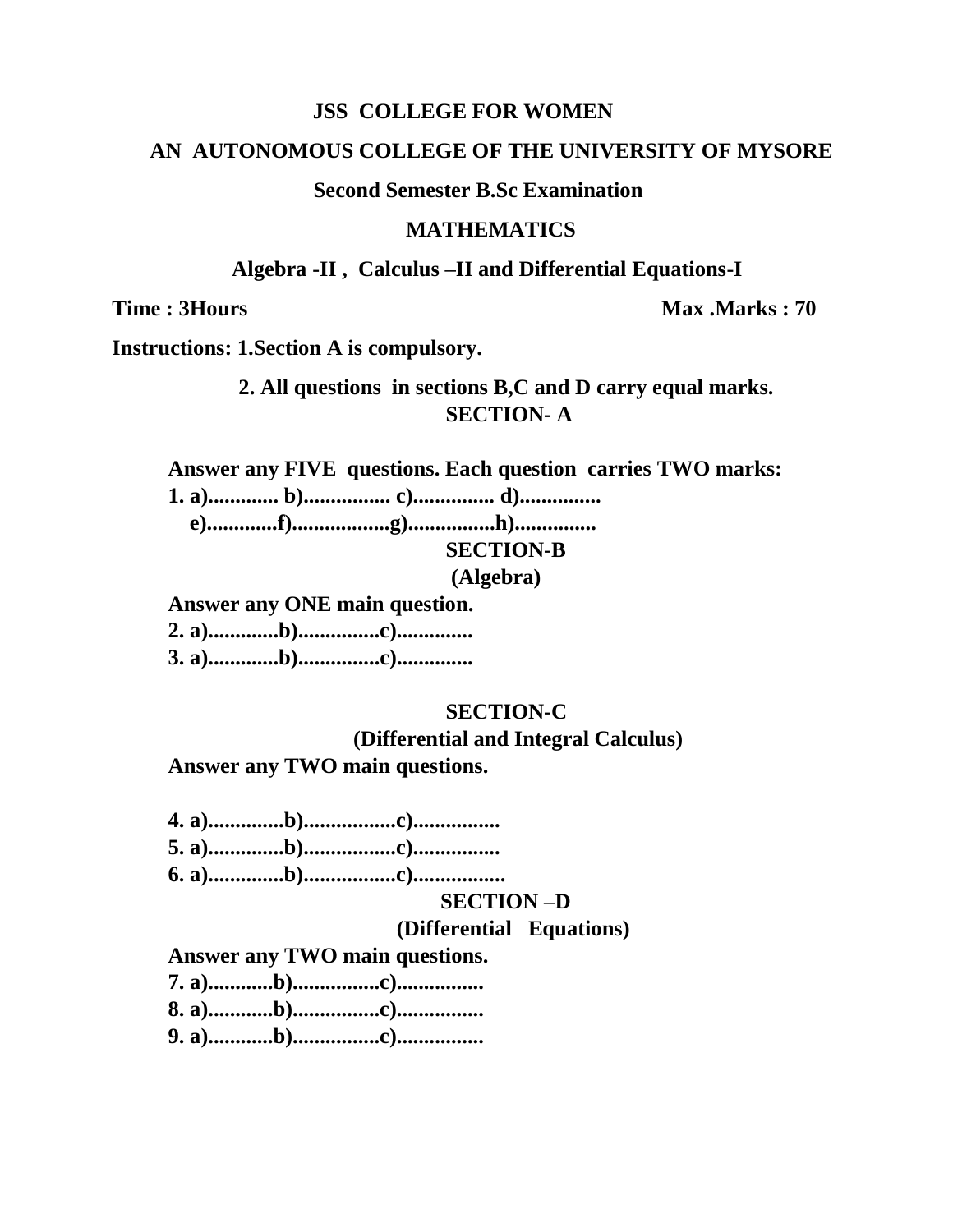**JSS COLLEGE FOR WOMEN**

**AN AUTONOMOUS COLLEGE OF THE UNIVERSITY OF MYSORE**

**Second Semester B.Sc Examination**

**MATHEMATICS**

**Algebra -II , Calculus –II and Differential Equations-I**

**Time : 3Hours** **Max .Marks : 70**

**Instructions: 1.Section A is compulsory.**

**2. All questions in sections B,C and D carry equal marks.**

## SECTION- A

**Answer any FIVE questions. Each question carries TWO marks:**

**1. a)............. b)................ c)............... d)...............**
**e).............f)..................g)................h)...............**

## SECTION-B

**(Algebra)**

**Answer any ONE main question.**

**2. a).............b)...............c).............**

**3. a).............b)...............c).............**

## SECTION-C

**(Differential and Integral Calculus)**

**Answer any TWO main questions.**

**4. a)..............b).................c)................**

**5. a)..............b).................c)................**

**6. a)..............b).................c)................**

## SECTION –D

**(Differential Equations)**

**Answer any TWO main questions.**

**7. a)............b)................c)................**

**8. a)............b)................c)................**

**9. a)............b)................c)................**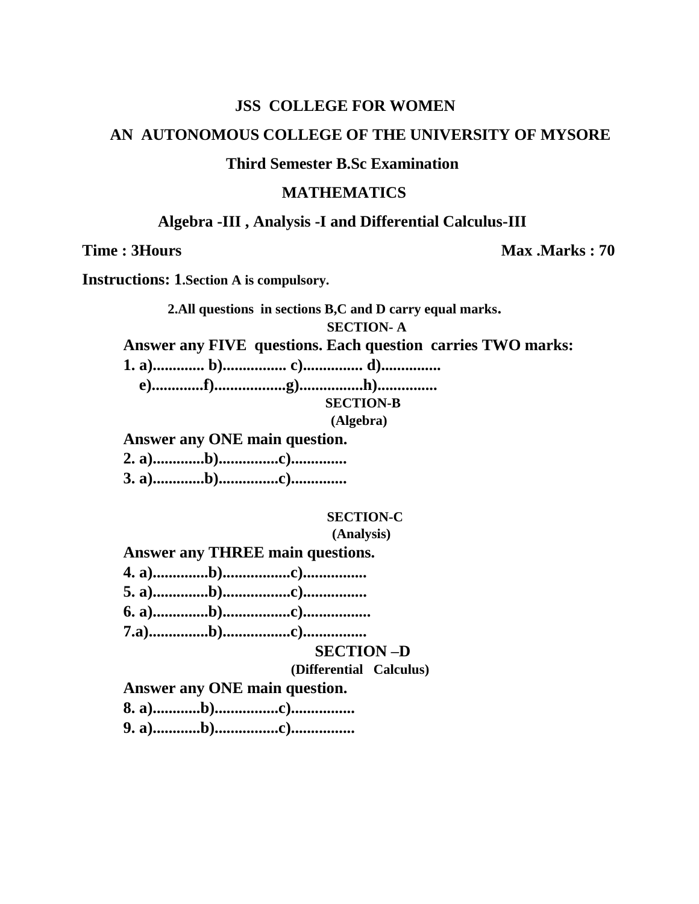**JSS COLLEGE FOR WOMEN**

**AN AUTONOMOUS COLLEGE OF THE UNIVERSITY OF MYSORE**

**Third Semester B.Sc Examination**

**MATHEMATICS**

**Algebra -III , Analysis -I and Differential Calculus-III**

**Time : 3Hours** **Max .Marks : 70**

**Instructions: 1.Section A is compulsory.**

**2.All questions in sections B,C and D carry equal marks.**

**SECTION- A**

**Answer any FIVE questions. Each question carries TWO marks:**

**1. a)............. b)................ c)............... d)...............**
**e).............f)..................g)................h)...............**

**SECTION-B**

**(Algebra)**

**Answer any ONE main question.**

**2. a).............b)...............c).............**

**3. a).............b)...............c).............**

**SECTION-C**

**(Analysis)**

**Answer any THREE main questions.**

**4. a)..............b).................c)................**

**5. a)..............b).................c)................**

**6. a)..............b).................c).................**

**7.a)...............b).................c)................**

**SECTION –D**

**(Differential Calculus)**

**Answer any ONE main question.**

**8. a)............b)................c)................**

**9. a)............b)................c)................**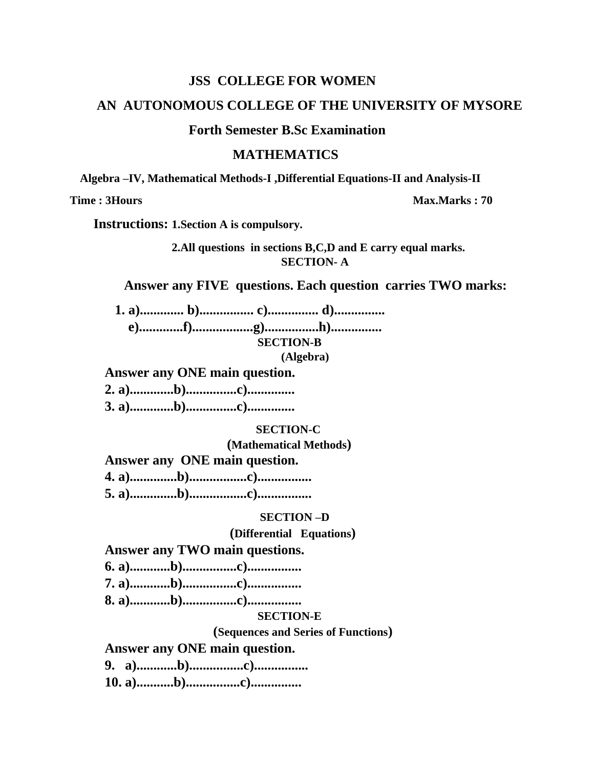**JSS COLLEGE FOR WOMEN**

**AN AUTONOMOUS COLLEGE OF THE UNIVERSITY OF MYSORE**

**Forth Semester B.Sc Examination**

**MATHEMATICS**

**Algebra –IV, Mathematical Methods-I ,Differential Equations-II and Analysis-II**

**Time : 3Hours** **Max.Marks : 70**

**Instructions:** **1.Section A is compulsory.**

**2.All questions in sections B,C,D and E carry equal marks.**

**SECTION- A**

**Answer any FIVE questions. Each question carries TWO marks:**

**1. a)............. b)................ c)............... d)...............**
**e).............f)..................g)................h)...............**

**SECTION-B**

**(Algebra)**

**Answer any ONE main question.**

**2. a).............b)...............c).............**

**3. a).............b)...............c)..............**

**SECTION-C**

**(Mathematical Methods)**

**Answer any ONE main question.**

**4. a)..............b).................c)................**

**5. a)..............b).................c)................**

**SECTION –D**

**(Differential Equations)**

**Answer any TWO main questions.**

**6. a)............b)................c)................**

**7. a)............b)................c)................**

**8. a)............b)................c)................**

**SECTION-E**

**(Sequences and Series of Functions)**

**Answer any ONE main question.**

**9. a)............b)................c)................**

**10. a)...........b)................c)...............**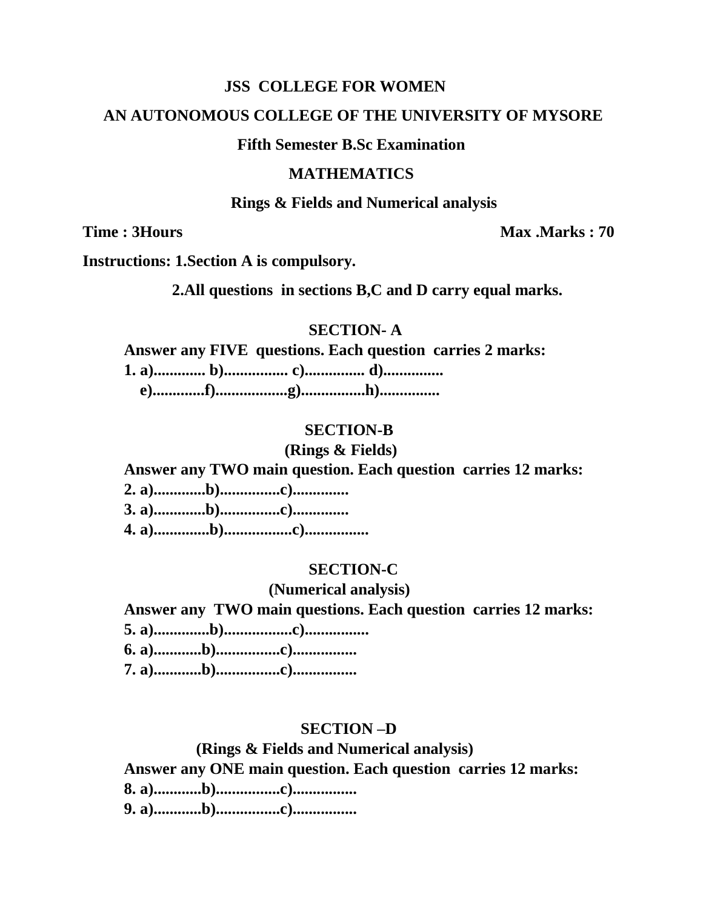**JSS COLLEGE FOR WOMEN**

**AN AUTONOMOUS COLLEGE OF THE UNIVERSITY OF MYSORE**

**Fifth Semester B.Sc Examination**

**MATHEMATICS**

**Rings & Fields and Numerical analysis**

**Time : 3Hours** **Max .Marks : 70**

**Instructions: 1.Section A is compulsory.**

**2.All questions in sections B,C and D carry equal marks.**

## SECTION- A

**Answer any FIVE questions. Each question carries 2 marks:**

**1. a)............. b)................ c)............... d)...............**
**e).............f)..................g)................h)...............**

## SECTION-B

**(Rings & Fields)**

**Answer any TWO main question. Each question carries 12 marks:**

**2. a).............b)...............c)..............**

**3. a).............b)...............c)..............**

**4. a)..............b).................c)................**

## SECTION-C

**(Numerical analysis)**

**Answer any TWO main questions. Each question carries 12 marks:**

**5. a)..............b).................c)................**

**6. a)............b)................c)................**

**7. a)............b)................c)................**

## SECTION –D

**(Rings & Fields and Numerical analysis)**

**Answer any ONE main question. Each question carries 12 marks:**

**8. a)............b)................c)................**

**9. a)............b)................c)................**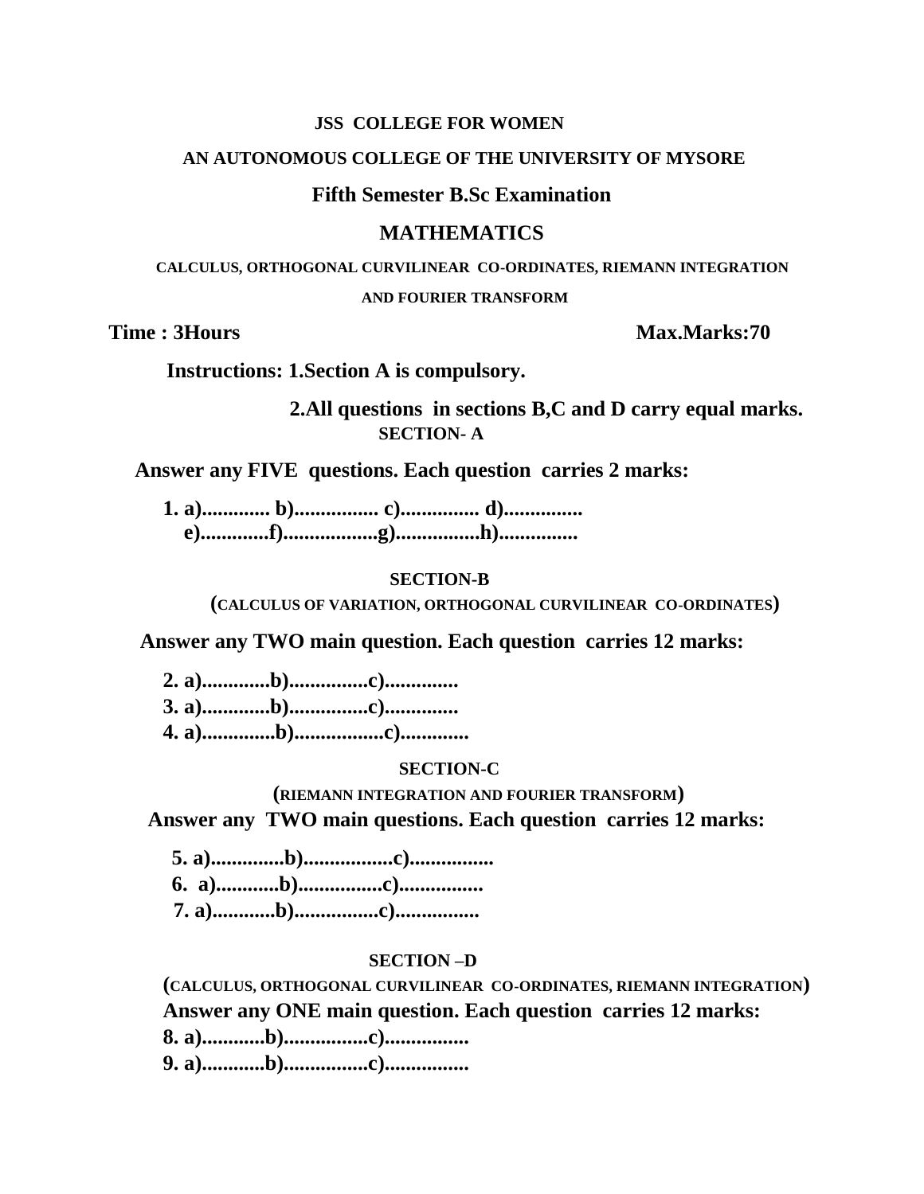**JSS COLLEGE FOR WOMEN**

**AN AUTONOMOUS COLLEGE OF THE UNIVERSITY OF MYSORE**

## Fifth Semester B.Sc Examination

## MATHEMATICS

**CALCULUS, ORTHOGONAL CURVILINEAR CO-ORDINATES, RIEMANN INTEGRATION AND FOURIER TRANSFORM**

**Time : 3Hours** **Max.Marks:70**

**Instructions: 1.Section A is compulsory.**

**2.All questions in sections B,C and D carry equal marks.**

### SECTION- A

**Answer any FIVE questions. Each question carries 2 marks:**

**1. a)............. b)................ c)............... d)...............**
**e).............f)..................g)................h)...............**

### SECTION-B

**(CALCULUS OF VARIATION, ORTHOGONAL CURVILINEAR CO-ORDINATES)**

**Answer any TWO main question. Each question carries 12 marks:**

**2. a).............b)...............c).............**
**3. a).............b)...............c).............**
**4. a)..............b).................c).............**

### SECTION-C

**(RIEMANN INTEGRATION AND FOURIER TRANSFORM)**

**Answer any TWO main questions. Each question carries 12 marks:**

**5. a)..............b).................c)................**
**6. a)............b)................c)................**
**7. a)............b)................c)................**

### SECTION –D

**(CALCULUS, ORTHOGONAL CURVILINEAR CO-ORDINATES, RIEMANN INTEGRATION)**

**Answer any ONE main question. Each question carries 12 marks:**

**8. a)............b)................c)................**
**9. a)............b)................c)................**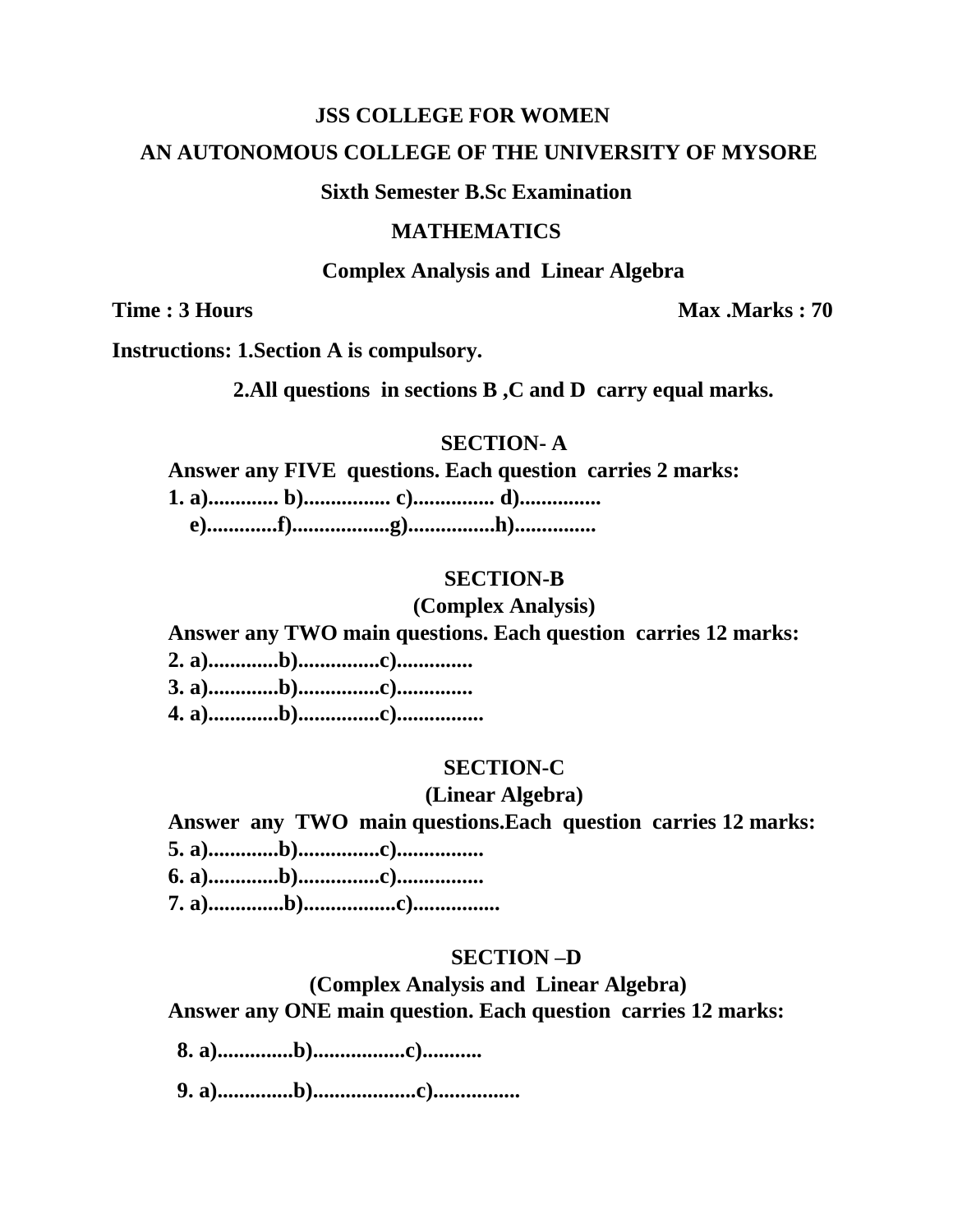**JSS COLLEGE FOR WOMEN**

**AN AUTONOMOUS COLLEGE OF THE UNIVERSITY OF MYSORE**

**Sixth Semester B.Sc Examination**

**MATHEMATICS**

**Complex Analysis and Linear Algebra**

**Time : 3 Hours** **Max .Marks : 70**

**Instructions: 1.Section A is compulsory.**

**2.All questions in sections B ,C and D carry equal marks.**

## SECTION- A

**Answer any FIVE questions. Each question carries 2 marks:**

**1. a)............. b)................ c)............... d)...............**
**e).............f)..................g)................h)...............**

## SECTION-B

**(Complex Analysis)**

**Answer any TWO main questions. Each question carries 12 marks:**

**2. a).............b)...............c)..............**

**3. a).............b)...............c)..............**

**4. a).............b)...............c)................**

## SECTION-C

**(Linear Algebra)**

**Answer any TWO main questions.Each question carries 12 marks:**

**5. a).............b)...............c)................**

**6. a).............b)...............c)................**

**7. a).............b).................c)................**

## SECTION –D

**(Complex Analysis and Linear Algebra)**

**Answer any ONE main question. Each question carries 12 marks:**

**8. a).............b).................c)...........**

**9. a).............b)...................c)................**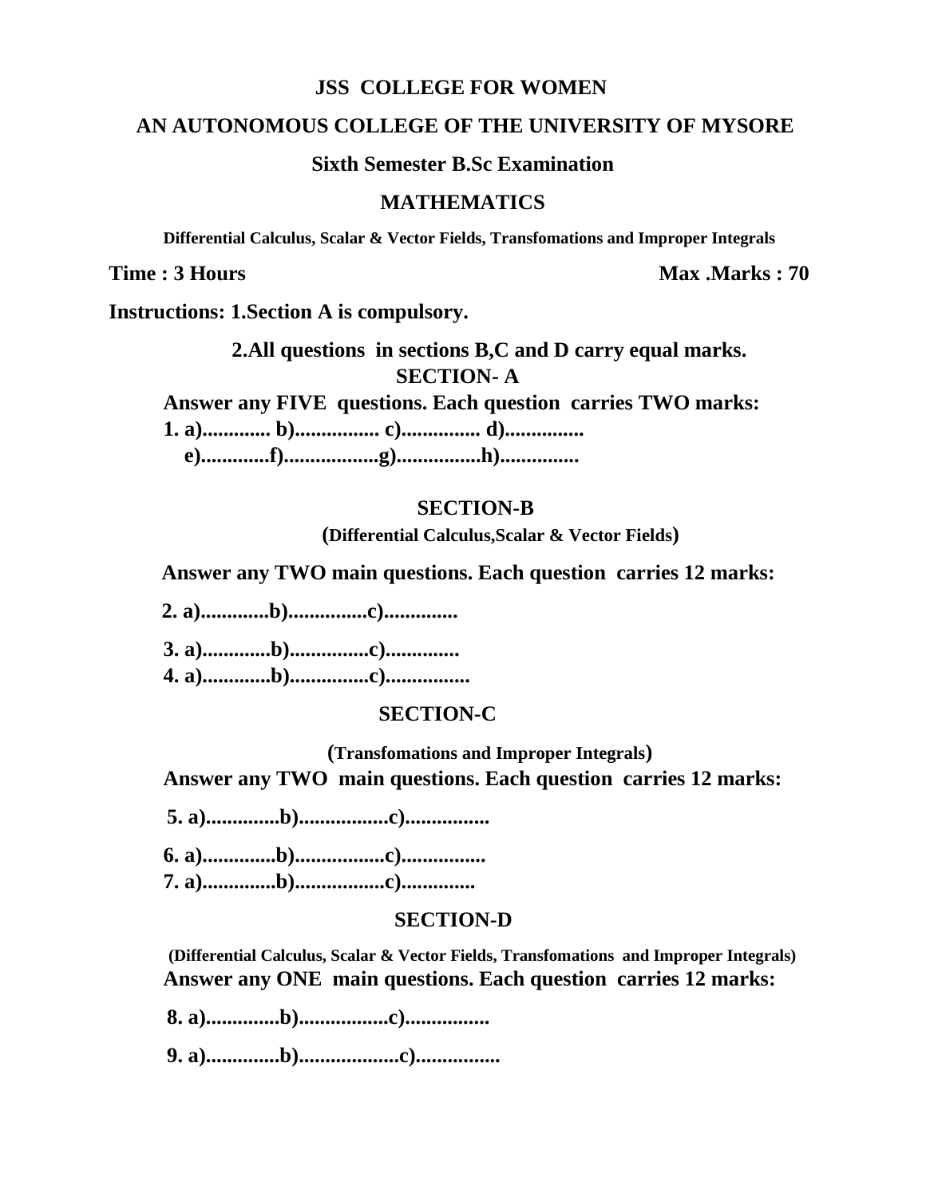**JSS COLLEGE FOR WOMEN**

**AN AUTONOMOUS COLLEGE OF THE UNIVERSITY OF MYSORE**

**Sixth Semester B.Sc Examination**

**MATHEMATICS**

**Differential Calculus, Scalar & Vector Fields, Transfomations and Improper Integrals**

**Time : 3 Hours** **Max .Marks : 70**

**Instructions: 1.Section A is compulsory.**

**2.All questions in sections B,C and D carry equal marks.**

**SECTION- A**

**Answer any FIVE questions. Each question carries TWO marks:**

**1. a)............. b)................ c)............... d)...............**
**e).............f)..................g)................h)...............**

**SECTION-B**

**(Differential Calculus,Scalar & Vector Fields)**

**Answer any TWO main questions. Each question carries 12 marks:**

**2. a).............b)...............c)..............**

**3. a).............b)...............c)..............**

**4. a).............b)...............c)................**

**SECTION-C**

**(Transfomations and Improper Integrals)**

**Answer any TWO main questions. Each question carries 12 marks:**

**5. a)..............b).................c)................**

**6. a)..............b).................c)................**

**7. a)..............b).................c)..............**

**SECTION-D**

**(Differential Calculus, Scalar & Vector Fields, Transfomations and Improper Integrals)**

**Answer any ONE main questions. Each question carries 12 marks:**

**8. a)..............b).................c)................**

**9. a)..............b)...................c)................**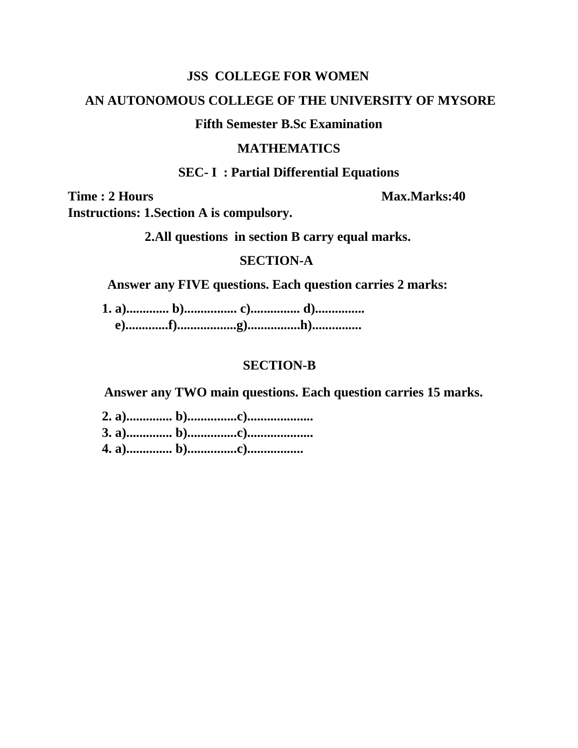**JSS COLLEGE FOR WOMEN**

**AN AUTONOMOUS COLLEGE OF THE UNIVERSITY OF MYSORE**

**Fifth Semester B.Sc Examination**

**MATHEMATICS**

**SEC- I : Partial Differential Equations**

**Time : 2 Hours** **Max.Marks:40**

**Instructions: 1.Section A is compulsory.**

**2.All questions in section B carry equal marks.**

**SECTION-A**

**Answer any FIVE questions. Each question carries 2 marks:**

**1. a)............. b)................ c)............... d)...............**
**e).............f)..................g)................h)...............**

**SECTION-B**

**Answer any TWO main questions. Each question carries 15 marks.**

**2. a).............. b)...............c)....................**
**3. a).............. b)...............c)....................**
**4. a).............. b)...............c).................**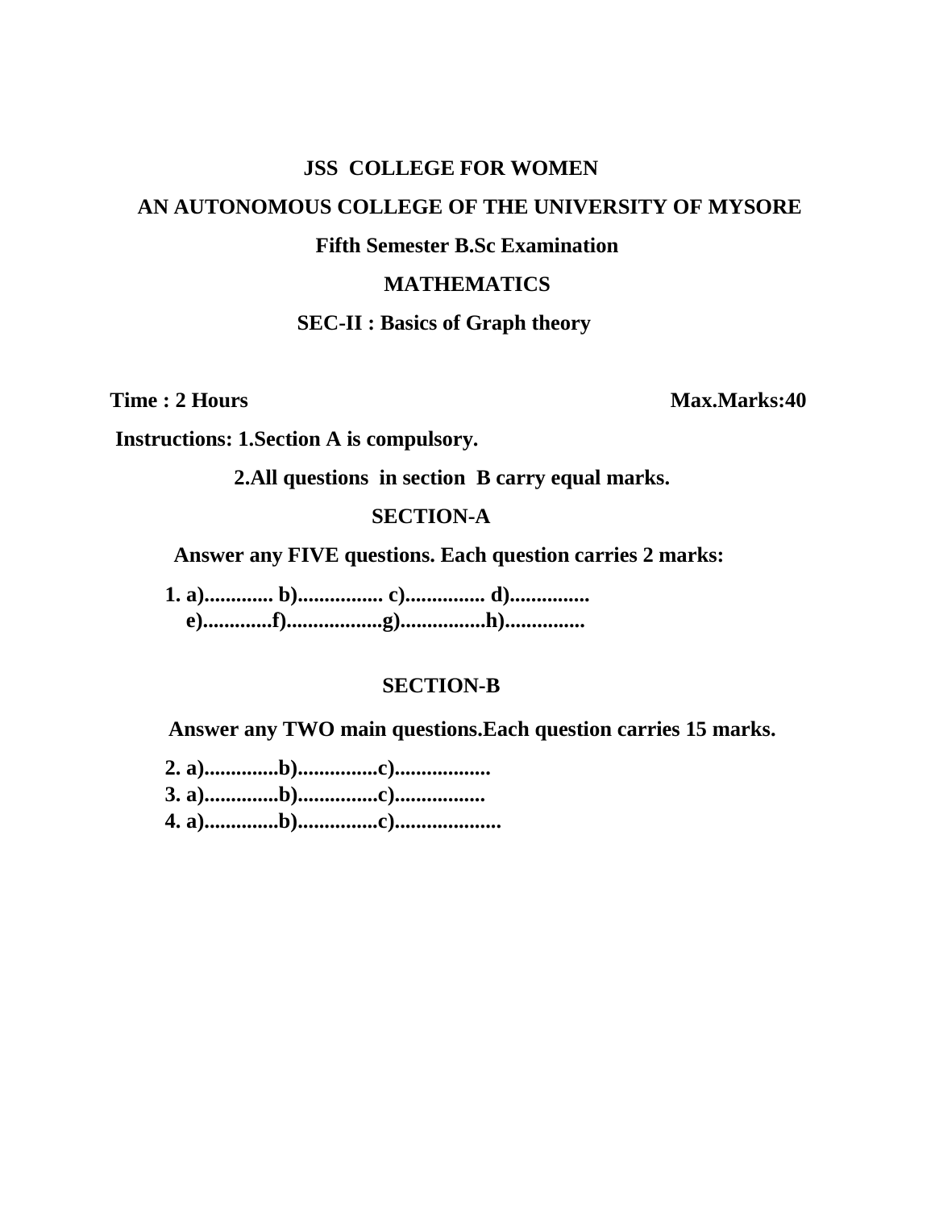**JSS COLLEGE FOR WOMEN**

**AN AUTONOMOUS COLLEGE OF THE UNIVERSITY OF MYSORE**

**Fifth Semester B.Sc Examination**

**MATHEMATICS**

**SEC-II : Basics of Graph theory**

**Time : 2 Hours** **Max.Marks:40**

**Instructions: 1.Section A is compulsory.**

**2.All questions in section B carry equal marks.**

## SECTION-A

**Answer any FIVE questions. Each question carries 2 marks:**

**1. a)............. b)................ c)............... d)...............**
**e).............f)..................g)................h)...............**

## SECTION-B

**Answer any TWO main questions.Each question carries 15 marks.**

**2. a)..............b)...............c)..................**
**3. a)..............b)...............c).................**
**4. a)..............b)...............c)....................**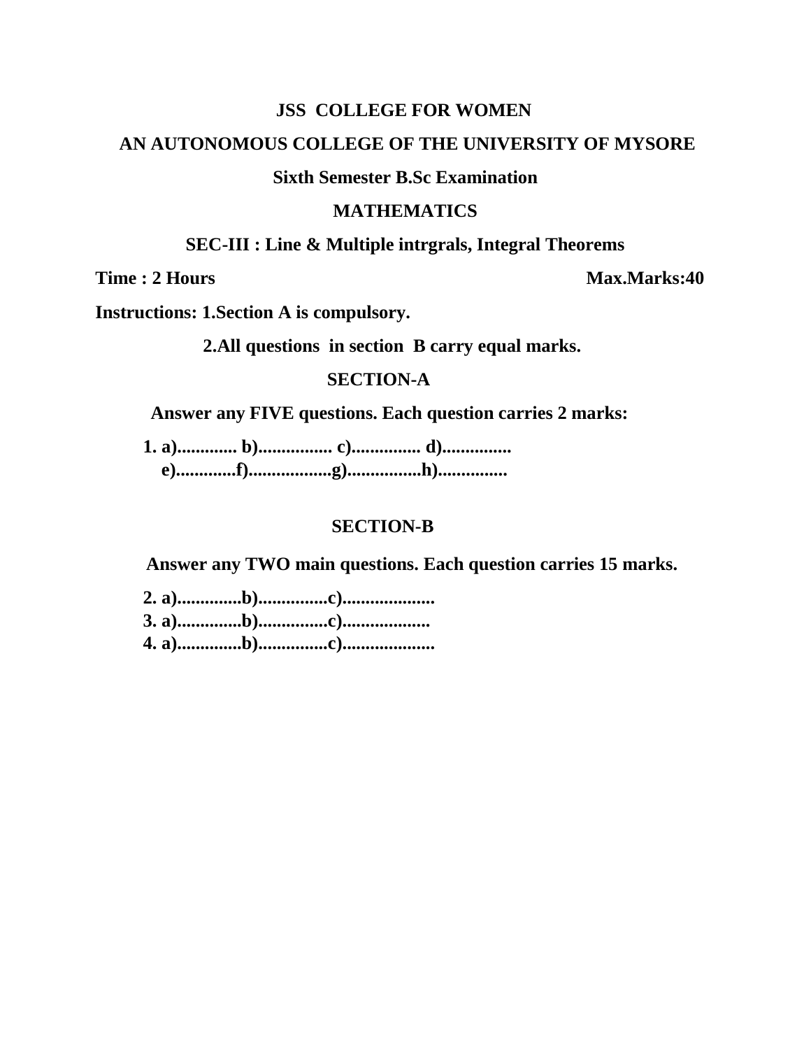**JSS COLLEGE FOR WOMEN**

**AN AUTONOMOUS COLLEGE OF THE UNIVERSITY OF MYSORE**

**Sixth Semester B.Sc Examination**

**MATHEMATICS**

**SEC-III : Line & Multiple intrgrals, Integral Theorems**

**Time : 2 Hours** **Max.Marks:40**

**Instructions: 1.Section A is compulsory.**

**2.All questions in section B carry equal marks.**

**SECTION-A**

**Answer any FIVE questions. Each question carries 2 marks:**

**1. a)............. b)................ c)............... d)...............**
**e).............f)..................g)................h)...............**

**SECTION-B**

**Answer any TWO main questions. Each question carries 15 marks.**

**2. a)..............b)...............c)....................**
**3. a)..............b)...............c)...................**
**4. a)..............b)...............c)....................**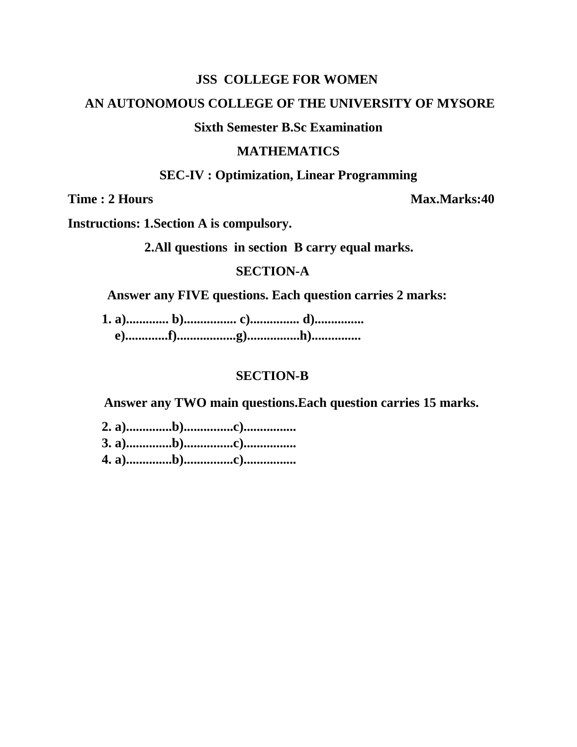**JSS COLLEGE FOR WOMEN**

**AN AUTONOMOUS COLLEGE OF THE UNIVERSITY OF MYSORE**

**Sixth Semester B.Sc Examination**

**MATHEMATICS**

**SEC-IV : Optimization, Linear Programming**

**Time : 2 Hours** **Max.Marks:40**

**Instructions: 1.Section A is compulsory.**

**2.All questions in section B carry equal marks.**

## SECTION-A

**Answer any FIVE questions. Each question carries 2 marks:**

**1. a)............. b)................ c)............... d)...............**
**e).............f)..................g)................h)...............**

## SECTION-B

**Answer any TWO main questions.Each question carries 15 marks.**

**2. a)..............b)...............c)................**
**3. a)..............b)...............c)................**
**4. a)..............b)...............c)................**